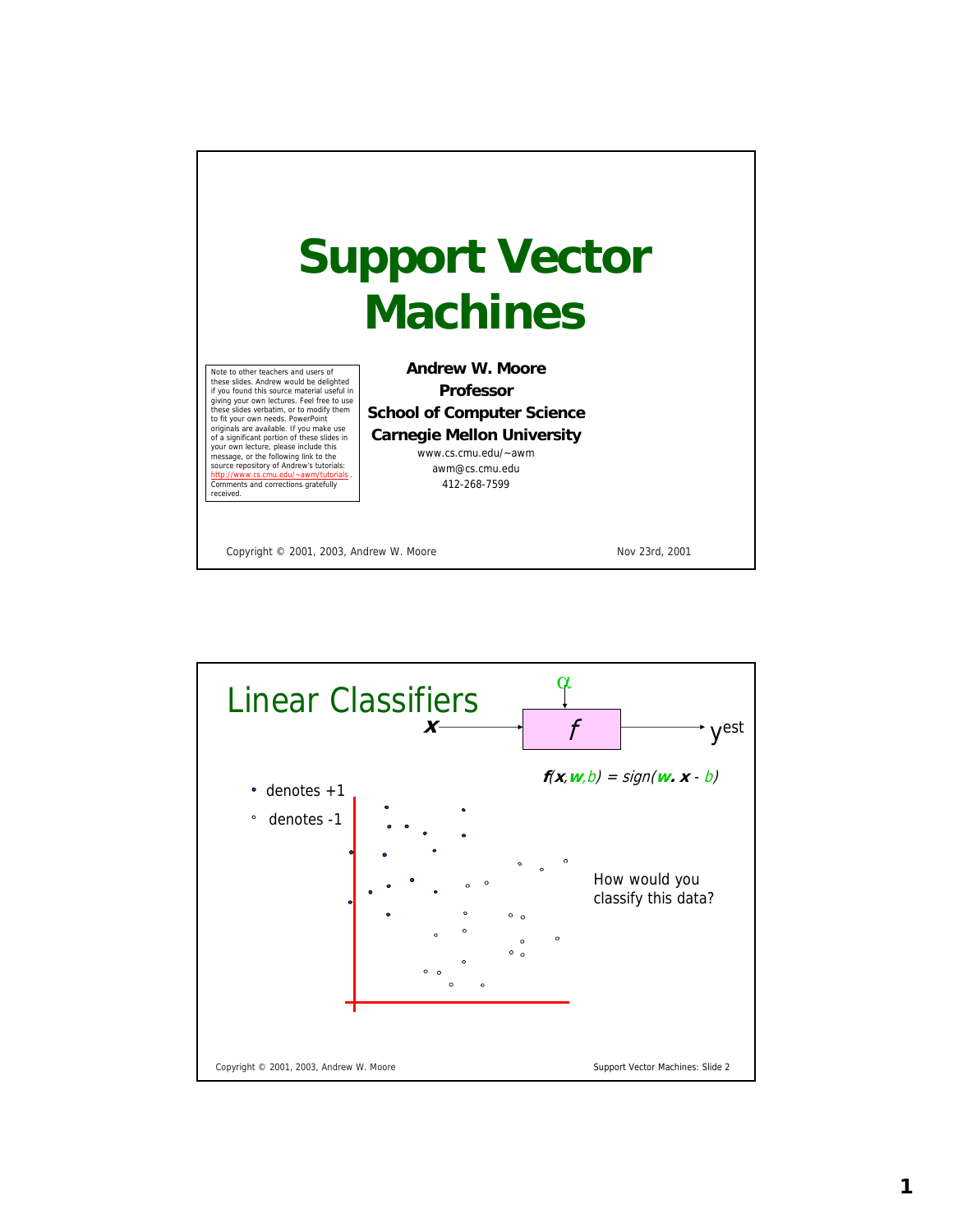# Support Vector Machines

Note to other teachers and users of these slides. Andrew would be delighted if you found this source material useful in giving your own lectures. Feel free to use these slides verbatim, or to modify them to fit your own needs. PowerPoint originals are available. If you make use of a significant portion of these slides in your own lecture, please include this message, or the following link to the source repository of Andrew's tutorials: http://www.cs.cmu.edu/~awm/tutorials . Comments and corrections gratefully received.

**Andrew W. Moore**
**Professor**
**School of Computer Science**
**Carnegie Mellon University**

www.cs.cmu.edu/~awm
awm@cs.cmu.edu
412-268-7599

Copyright © 2001, 2003, Andrew W. Moore

Nov 23rd, 2001

---

## Linear Classifiers

$\alpha$

$\mathbf{x}$ → $f$ → $y^{est}$

$f(\mathbf{x},\mathbf{w},b) = sign(\mathbf{w} \cdot \mathbf{x} - b)$

- • denotes +1
- ° denotes -1

How would you classify this data?

Copyright © 2001, 2003, Andrew W. Moore — Support Vector Machines: Slide 2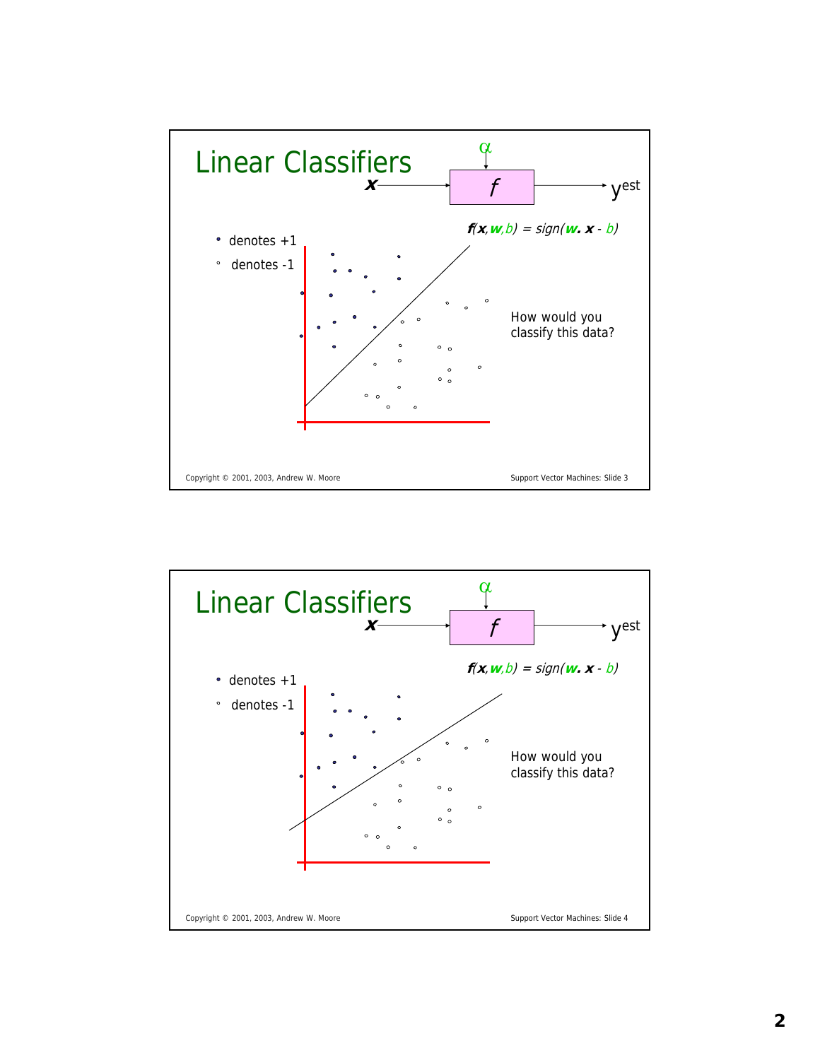# Linear Classifiers

$x$ → $f$ → $y^{est}$

$\alpha$

• denotes +1

◦ denotes -1

$f(\mathbf{x},\mathbf{w},b) = sign(\mathbf{w}.\ \mathbf{x} - b)$

How would you classify this data?

# Linear Classifiers

$x$ → $f$ → $y^{est}$

$\alpha$

• denotes +1

◦ denotes -1

$f(\mathbf{x},\mathbf{w},b) = sign(\mathbf{w}.\ \mathbf{x} - b)$

How would you classify this data?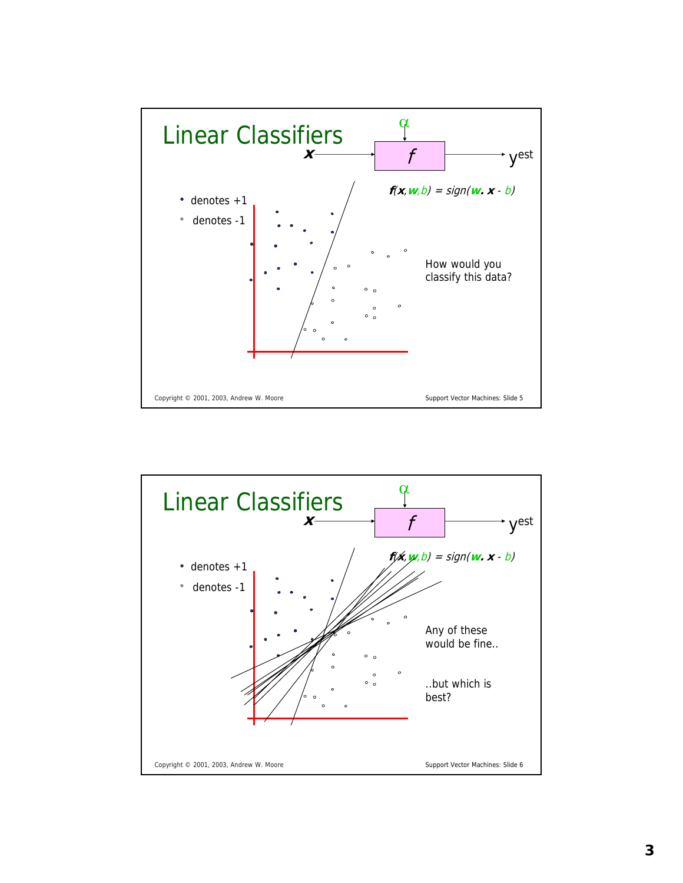# Linear Classifiers

$\alpha$

$x \rightarrow f \rightarrow y^{est}$

$f(x, w, b) = sign(w.\ x - b)$

- denotes +1
- denotes -1

How would you classify this data?

Copyright © 2001, 2003, Andrew W. Moore

Support Vector Machines: Slide 5

# Linear Classifiers

$\alpha$

$x \rightarrow f \rightarrow y^{est}$

$f(x, w, b) = sign(w.\ x - b)$

- denotes +1
- denotes -1

Any of these would be fine..

..but which is best?

Copyright © 2001, 2003, Andrew W. Moore

Support Vector Machines: Slide 6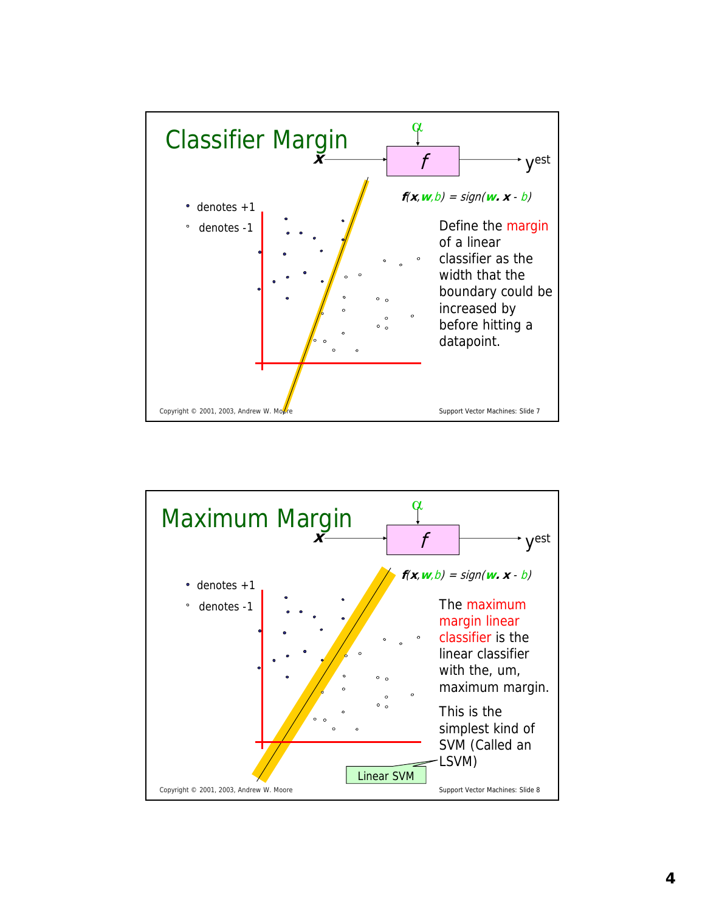## Classifier Margin

$x$ → $f$ (with parameter $\alpha$) → $y^{est}$

- denotes +1
- denotes -1

$f(x,w,b) = sign(w. x - b)$

Define the margin of a linear classifier as the width that the boundary could be increased by before hitting a datapoint.

Copyright © 2001, 2003, Andrew W. Moore

Support Vector Machines: Slide 7

## Maximum Margin

$x$ → $f$ (with parameter $\alpha$) → $y^{est}$

- denotes +1
- denotes -1

$f(x,w,b) = sign(w. x - b)$

The maximum margin linear classifier is the linear classifier with the, um, maximum margin.

This is the simplest kind of SVM (Called an LSVM)

Linear SVM

Copyright © 2001, 2003, Andrew W. Moore

Support Vector Machines: Slide 8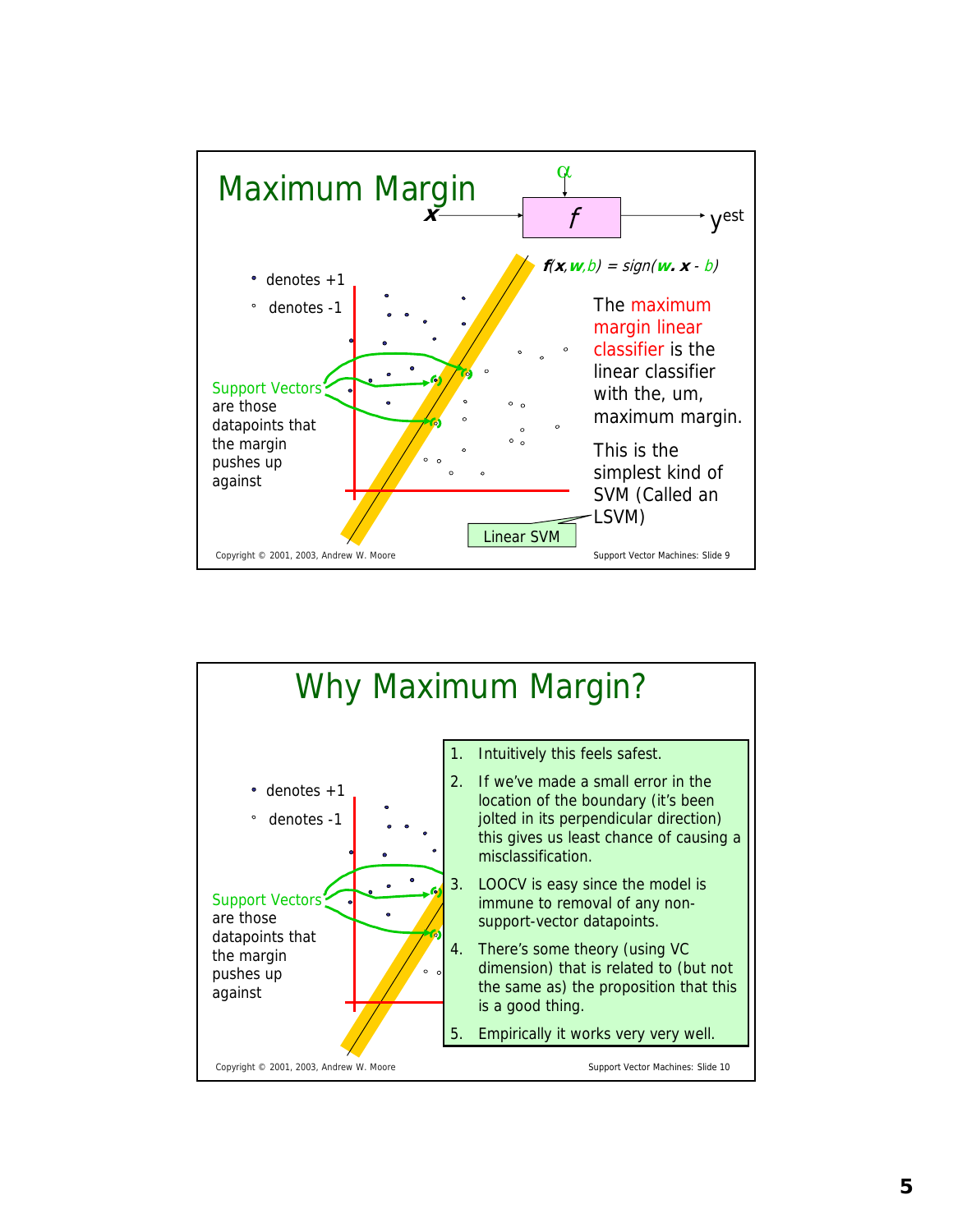# Maximum Margin

$f(\mathbf{x}, \mathbf{w}, b) = sign(\mathbf{w} \cdot \mathbf{x} - b)$

x → f (α) → $y^{est}$

- • denotes +1
- ◦ denotes -1

Support Vectors are those datapoints that the margin pushes up against

The maximum margin linear classifier is the linear classifier with the, um, maximum margin.

This is the simplest kind of SVM (Called an LSVM)

Linear SVM

Copyright © 2001, 2003, Andrew W. Moore

Support Vector Machines: Slide 9

# Why Maximum Margin?

- • denotes +1
- ◦ denotes -1

Support Vectors are those datapoints that the margin pushes up against

1. Intuitively this feels safest.
2. If we've made a small error in the location of the boundary (it's been jolted in its perpendicular direction) this gives us least chance of causing a misclassification.
3. LOOCV is easy since the model is immune to removal of any non-support-vector datapoints.
4. There's some theory (using VC dimension) that is related to (but not the same as) the proposition that this is a good thing.
5. Empirically it works very very well.

Copyright © 2001, 2003, Andrew W. Moore

Support Vector Machines: Slide 10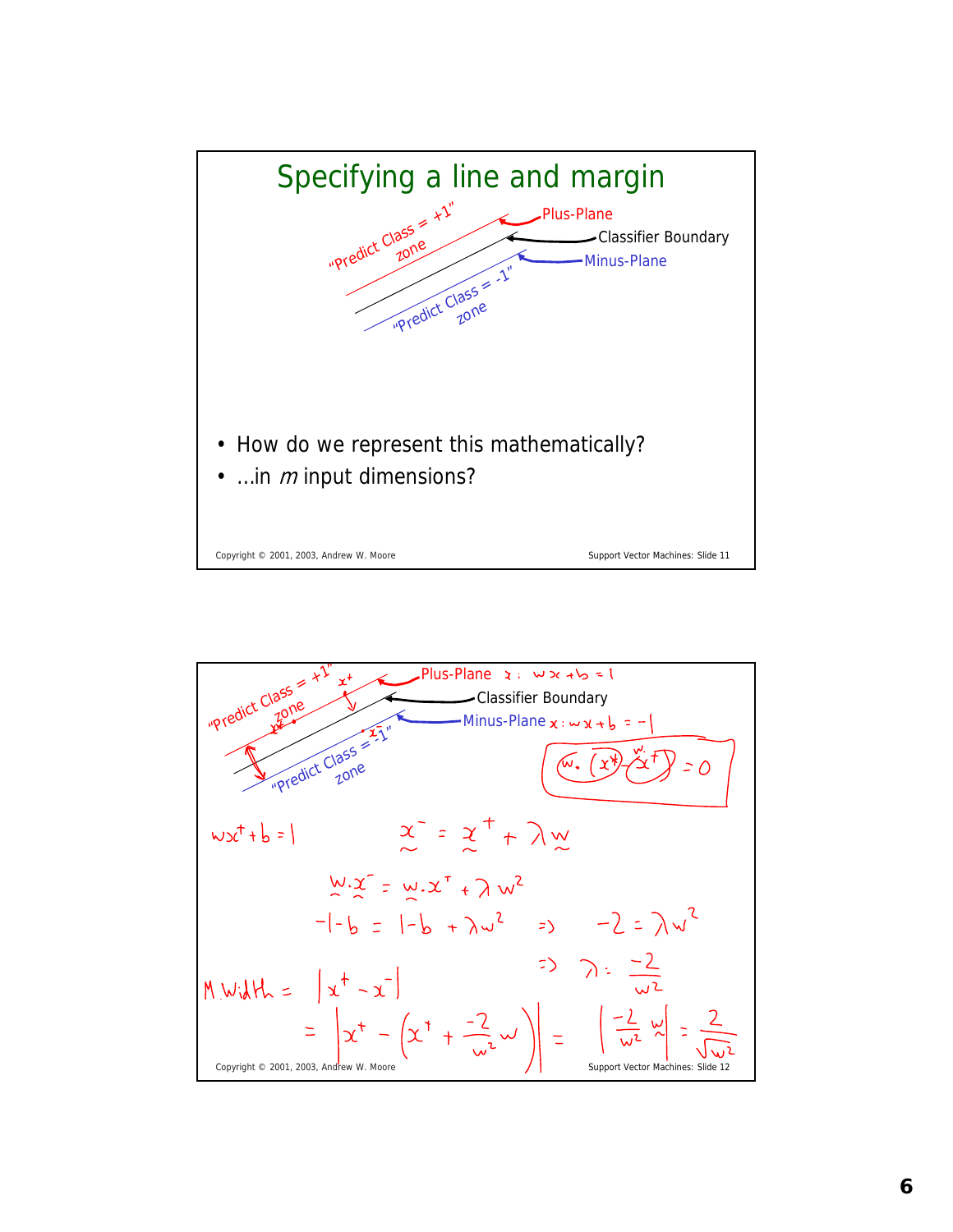## Specifying a line and margin

"Predict Class = +1" zone

Plus-Plane

Classifier Boundary

Minus-Plane

"Predict Class = -1" zone

- How do we represent this mathematically?
- …in *m* input dimensions?

---

"Predict Class = +1" zone

Plus-Plane $x : wx + b = 1$

Classifier Boundary

Minus-Plane $x : wx + b = -1$

"Predict Class = -1" zone

$$w \cdot (x^+ - x^-) = 0$$

$$wx^+ + b = 1$$

$$\underset{\sim}{x}^- = \underset{\sim}{x}^+ + \lambda \underset{\sim}{w}$$

$$\underset{\sim}{w} \cdot \underset{\sim}{x}^- = \underset{\sim}{w} \cdot x^+ + \lambda w^2$$

$$-1 - b = 1 - b + \lambda w^2 \Rightarrow -2 = \lambda w^2$$

$$\Rightarrow \lambda = \frac{-2}{w^2}$$

$$\text{M. Width} = |x^+ - x^-|$$

$$= \left| x^+ - \left( x^+ + \frac{-2}{w^2} w \right) \right| = \left| \frac{-2}{w^2} \underset{\sim}{w} \right| = \frac{2}{\sqrt{w^2}}$$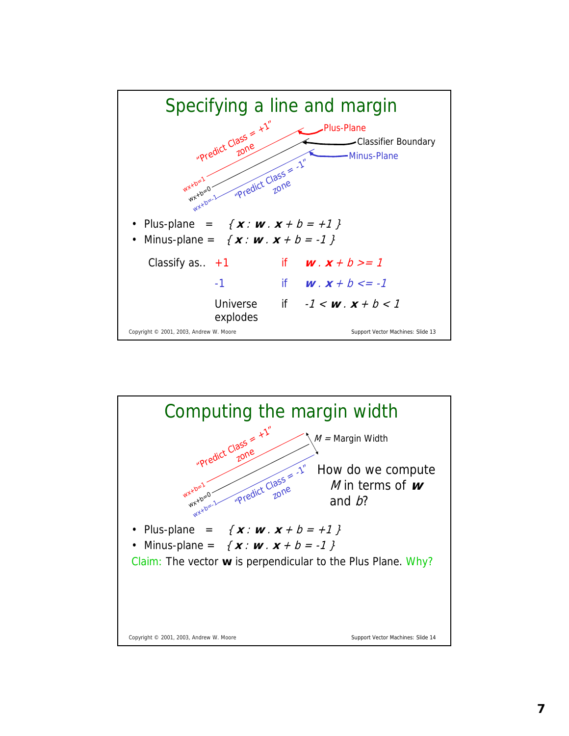## Specifying a line and margin

"Predict Class = +1" zone

Plus-Plane

Classifier Boundary

Minus-Plane

"Predict Class = -1" zone

wx+b=1

wx+b=0

wx+b=-1

- Plus-plane = $\{ \mathbf{x} : \mathbf{w} \cdot \mathbf{x} + b = +1 \}$
- Minus-plane = $\{ \mathbf{x} : \mathbf{w} \cdot \mathbf{x} + b = -1 \}$

| Classify as.. | | | |
|---|---|---|---|
| | +1 | if | $\mathbf{w} \cdot \mathbf{x} + b >= 1$ |
| | -1 | if | $\mathbf{w} \cdot \mathbf{x} + b <= -1$ |
| | Universe explodes | if | $-1 < \mathbf{w} \cdot \mathbf{x} + b < 1$ |

## Computing the margin width

"Predict Class = +1" zone

"Predict Class = -1" zone

wx+b=1

wx+b=0

wx+b=-1

$M$ = Margin Width

How do we compute $M$ in terms of $\mathbf{w}$ and $b$?

- Plus-plane = $\{ \mathbf{x} : \mathbf{w} \cdot \mathbf{x} + b = +1 \}$
- Minus-plane = $\{ \mathbf{x} : \mathbf{w} \cdot \mathbf{x} + b = -1 \}$

Claim: The vector $\mathbf{w}$ is perpendicular to the Plus Plane. Why?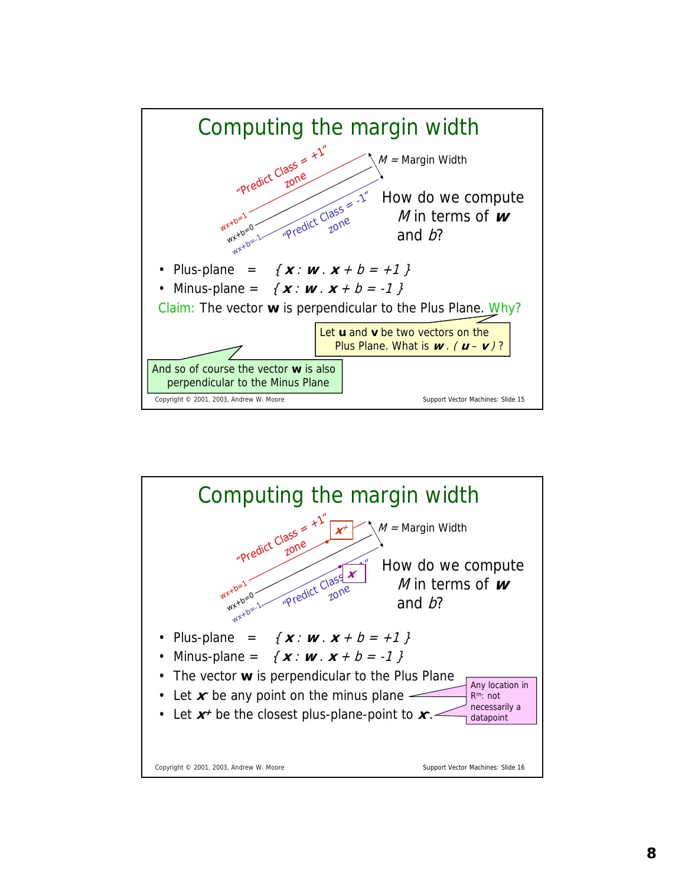# Computing the margin width

"Predict Class = +1" zone

"Predict Class = -1" zone

wx+b=1

wx+b=0

wx+b=-1

$M$ = Margin Width

How do we compute $M$ in terms of $\boldsymbol{w}$ and $b$?

- Plus-plane = $\{ \boldsymbol{x} : \boldsymbol{w} \cdot \boldsymbol{x} + b = +1 \}$
- Minus-plane = $\{ \boldsymbol{x} : \boldsymbol{w} \cdot \boldsymbol{x} + b = -1 \}$

Claim: The vector **w** is perpendicular to the Plus Plane. Why?

Let **u** and **v** be two vectors on the Plus Plane. What is $\boldsymbol{w} \cdot (\boldsymbol{u} - \boldsymbol{v})$ ?

And so of course the vector **w** is also perpendicular to the Minus Plane

Copyright © 2001, 2003, Andrew W. Moore

Support Vector Machines: Slide 15

# Computing the margin width

"Predict Class = +1" zone

"Predict Class = -1" zone

wx+b=1

wx+b=0

wx+b=-1

$\boldsymbol{x}^+$

$\boldsymbol{x}^-$

$M$ = Margin Width

How do we compute $M$ in terms of $\boldsymbol{w}$ and $b$?

- Plus-plane = $\{ \boldsymbol{x} : \boldsymbol{w} \cdot \boldsymbol{x} + b = +1 \}$
- Minus-plane = $\{ \boldsymbol{x} : \boldsymbol{w} \cdot \boldsymbol{x} + b = -1 \}$
- The vector **w** is perpendicular to the Plus Plane
- Let $\boldsymbol{x}^-$ be any point on the minus plane
- Let $\boldsymbol{x}^+$ be the closest plus-plane-point to $\boldsymbol{x}^-$.

Any location in $R^m$: not necessarily a datapoint

Copyright © 2001, 2003, Andrew W. Moore

Support Vector Machines: Slide 16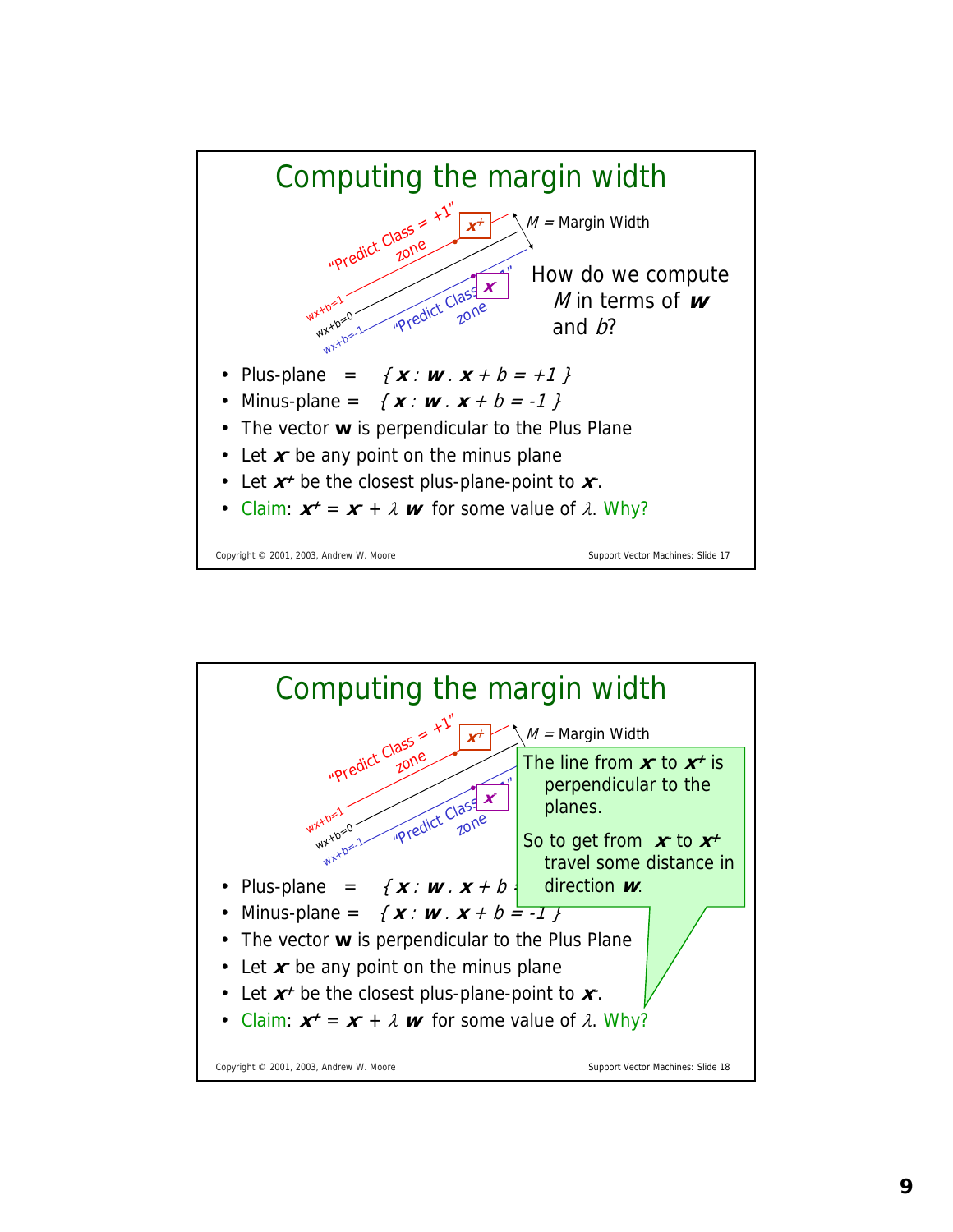# Computing the margin width

"Predict Class = +1" zone

$x^+$

$M$ = Margin Width

"Predict Class = -1" zone

$x^-$

wx+b=1

wx+b=0

wx+b=-1

How do we compute $M$ in terms of $\boldsymbol{w}$ and $b$?

- Plus-plane = $\{ \boldsymbol{x} : \boldsymbol{w} \cdot \boldsymbol{x} + b = +1 \}$
- Minus-plane = $\{ \boldsymbol{x} : \boldsymbol{w} \cdot \boldsymbol{x} + b = -1 \}$
- The vector **w** is perpendicular to the Plus Plane
- Let $\boldsymbol{x}^-$ be any point on the minus plane
- Let $\boldsymbol{x}^+$ be the closest plus-plane-point to $\boldsymbol{x}^-$.
- Claim: $\boldsymbol{x}^+ = \boldsymbol{x}^- + \lambda \boldsymbol{w}$ for some value of $\lambda$. Why?

# Computing the margin width

"Predict Class = +1" zone

$x^+$

$M$ = Margin Width

"Predict Class = -1" zone

$x^-$

wx+b=1

wx+b=0

wx+b=-1

The line from $\boldsymbol{x}^-$ to $\boldsymbol{x}^+$ is perpendicular to the planes.

So to get from $\boldsymbol{x}^-$ to $\boldsymbol{x}^+$ travel some distance in direction $\boldsymbol{w}$.

- Plus-plane = $\{ \boldsymbol{x} : \boldsymbol{w} \cdot \boldsymbol{x} + b = +1 \}$
- Minus-plane = $\{ \boldsymbol{x} : \boldsymbol{w} \cdot \boldsymbol{x} + b = -1 \}$
- The vector **w** is perpendicular to the Plus Plane
- Let $\boldsymbol{x}^-$ be any point on the minus plane
- Let $\boldsymbol{x}^+$ be the closest plus-plane-point to $\boldsymbol{x}^-$.
- Claim: $\boldsymbol{x}^+ = \boldsymbol{x}^- + \lambda \boldsymbol{w}$ for some value of $\lambda$. Why?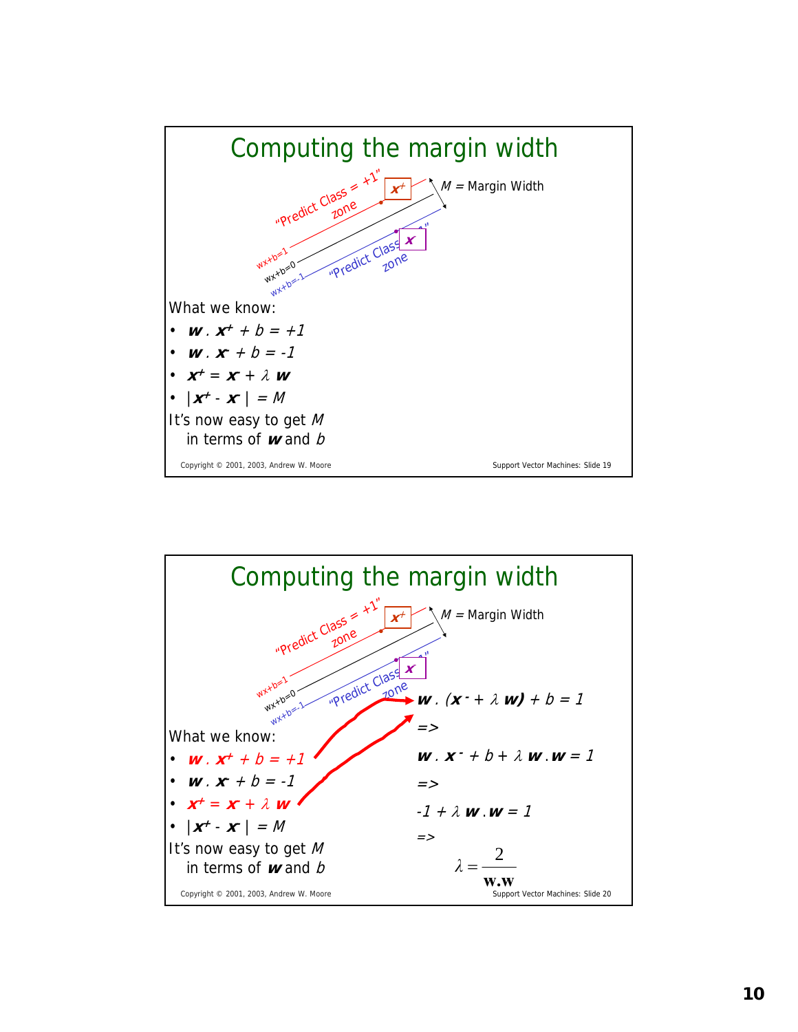# Computing the margin width

"Predict Class = +1" zone

$x^+$

$M$ = Margin Width

wx+b=1

wx+b=0

wx+b=-1

"Predict Class = -1" zone

$x^-$

What we know:

- $\mathbf{w} \cdot \mathbf{x}^+ + b = +1$
- $\mathbf{w} \cdot \mathbf{x}^- + b = -1$
- $\mathbf{x}^+ = \mathbf{x}^- + \lambda \mathbf{w}$
- $|\mathbf{x}^+ - \mathbf{x}^-| = M$

It's now easy to get $M$ in terms of $\mathbf{w}$ and $b$

Copyright © 2001, 2003, Andrew W. Moore — Support Vector Machines: Slide 19

# Computing the margin width

"Predict Class = +1" zone

$x^+$

$M$ = Margin Width

wx+b=1

wx+b=0

wx+b=-1

"Predict Class = -1" zone

$x^-$

What we know:

- $\mathbf{w} \cdot \mathbf{x}^+ + b = +1$
- $\mathbf{w} \cdot \mathbf{x}^- + b = -1$
- $\mathbf{x}^+ = \mathbf{x}^- + \lambda \mathbf{w}$
- $|\mathbf{x}^+ - \mathbf{x}^-| = M$

It's now easy to get $M$ in terms of $\mathbf{w}$ and $b$

$\mathbf{w} \cdot (\mathbf{x}^- + \lambda \mathbf{w}) + b = 1$

=>

$\mathbf{w} \cdot \mathbf{x}^- + b + \lambda \mathbf{w} \cdot \mathbf{w} = 1$

=>

$-1 + \lambda \mathbf{w} \cdot \mathbf{w} = 1$

=>

$$\lambda = \frac{2}{\mathbf{w} \cdot \mathbf{w}}$$

Copyright © 2001, 2003, Andrew W. Moore — Support Vector Machines: Slide 20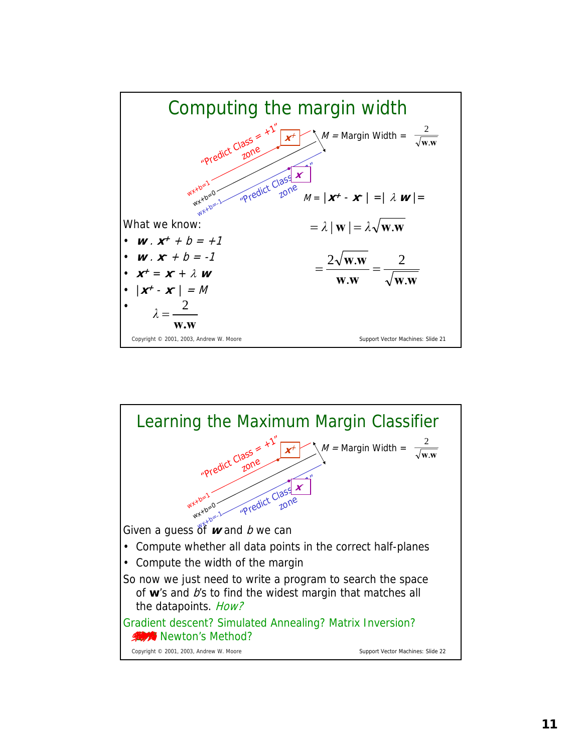## Computing the margin width

"Predict Class = +1" zone

"Predict Class = -1" zone

wx+b=1

wx+b=0

wx+b=-1

$\mathbf{x}^+$

$\mathbf{x}^-$

$M$ = Margin Width = $\dfrac{2}{\sqrt{\mathbf{w}.\mathbf{w}}}$

What we know:

- $\mathbf{w} \cdot \mathbf{x}^+ + b = +1$
- $\mathbf{w} \cdot \mathbf{x}^- + b = -1$
- $\mathbf{x}^+ = \mathbf{x}^- + \lambda \mathbf{w}$
- $|\mathbf{x}^+ - \mathbf{x}^-| = M$
- $\lambda = \dfrac{2}{\mathbf{w}.\mathbf{w}}$

$$M = |\mathbf{x}^+ - \mathbf{x}^-| = |\lambda \mathbf{w}| =$$

$$= \lambda |\mathbf{w}| = \lambda \sqrt{\mathbf{w}.\mathbf{w}}$$

$$= \frac{2\sqrt{\mathbf{w}.\mathbf{w}}}{\mathbf{w}.\mathbf{w}} = \frac{2}{\sqrt{\mathbf{w}.\mathbf{w}}}$$

Copyright © 2001, 2003, Andrew W. Moore — Support Vector Machines: Slide 21

## Learning the Maximum Margin Classifier

"Predict Class = +1" zone

"Predict Class = -1" zone

wx+b=1

wx+b=0

wx+b=-1

$\mathbf{x}^+$

$\mathbf{x}^-$

$M$ = Margin Width = $\dfrac{2}{\sqrt{\mathbf{w}.\mathbf{w}}}$

Given a guess of $\mathbf{w}$ and $b$ we can

- Compute whether all data points in the correct half-planes
- Compute the width of the margin

So now we just need to write a program to search the space of **w**'s and *b*'s to find the widest margin that matches all the datapoints. *How?*

Gradient descent? Simulated Annealing? Matrix Inversion? ~~EM?~~ Newton's Method?

Copyright © 2001, 2003, Andrew W. Moore — Support Vector Machines: Slide 22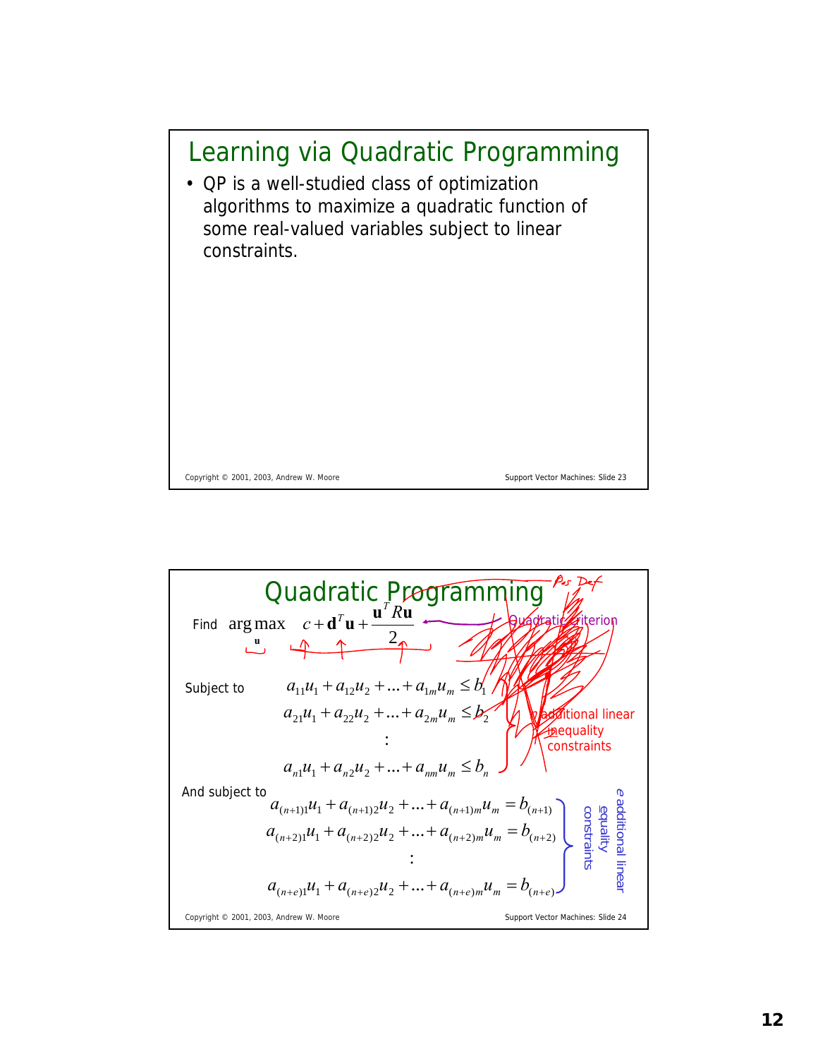# Learning via Quadratic Programming

- QP is a well-studied class of optimization algorithms to maximize a quadratic function of some real-valued variables subject to linear constraints.

# Quadratic Programming

Find $\arg\max_{\mathbf{u}} \quad c + \mathbf{d}^T\mathbf{u} + \frac{\mathbf{u}^T R \mathbf{u}}{2}$ ← Quadratic criterion

Pos Def

Subject to

$$a_{11}u_1 + a_{12}u_2 + \ldots + a_{1m}u_m \le b_1$$
$$a_{21}u_1 + a_{22}u_2 + \ldots + a_{2m}u_m \le b_2$$
$$\vdots$$
$$a_{n1}u_1 + a_{n2}u_2 + \ldots + a_{nm}u_m \le b_n$$

n additional linear inequality constraints

And subject to

$$a_{(n+1)1}u_1 + a_{(n+1)2}u_2 + \ldots + a_{(n+1)m}u_m = b_{(n+1)}$$
$$a_{(n+2)1}u_1 + a_{(n+2)2}u_2 + \ldots + a_{(n+2)m}u_m = b_{(n+2)}$$
$$\vdots$$
$$a_{(n+e)1}u_1 + a_{(n+e)2}u_2 + \ldots + a_{(n+e)m}u_m = b_{(n+e)}$$

e additional linear equality constraints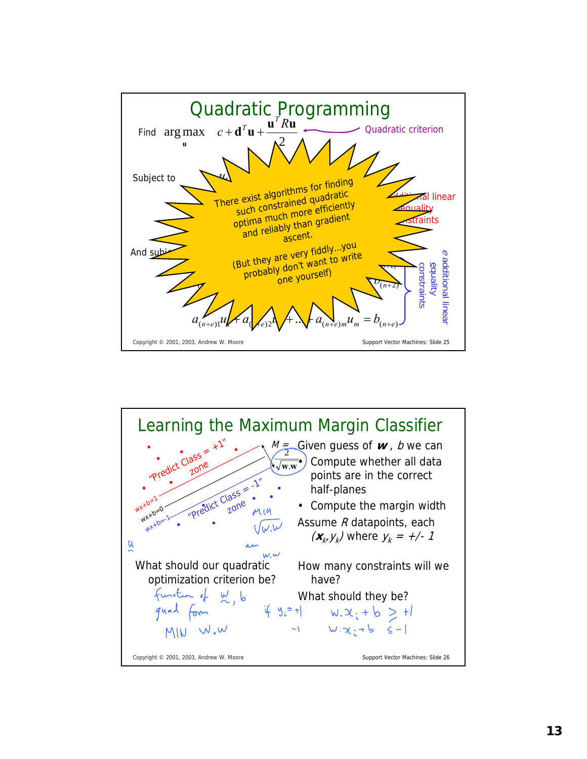## Quadratic Programming

Find $\arg\max_{\mathbf{u}} \quad c + \mathbf{d}^T\mathbf{u} + \frac{\mathbf{u}^T R \mathbf{u}}{2}$ ← Quadratic criterion

Subject to

*n* additional linear inequality constraints

And subject to

*e* additional linear equality constraints

$$a_{(n+e)1}u_1 + a_{(n+e)2}u_2 + \ldots + a_{(n+e)m}u_m = b_{(n+e)}$$

There exist algorithms for finding such constrained quadratic optima much more efficiently and reliably than gradient ascent.

(But they are very fiddly…you probably don't want to write one yourself)

Copyright © 2001, 2003, Andrew W. Moore — Support Vector Machines: Slide 25

## Learning the Maximum Margin Classifier

$M = \frac{2}{\sqrt{\mathbf{w}.\mathbf{w}}}$

"Predict Class = +1" zone

"Predict Class = -1" zone

wx+b=1

wx+b=0

wx+b=-1

Given guess of $\boldsymbol{w}$, $b$ we can

- Compute whether all data points are in the correct half-planes
- Compute the margin width

Assume $R$ datapoints, each $(\boldsymbol{x}_k, y_k)$ where $y_k = +/- 1$

What should our quadratic optimization criterion be?

*function of w, b*
*quad form*
*MIN w.w*

How many constraints will we have?

What should they be?

*if $y_i = +1$: $w.x_i + b \geq +1$*
*$-1$: $w.x_i + b \leq -1$*

Copyright © 2001, 2003, Andrew W. Moore — Support Vector Machines: Slide 26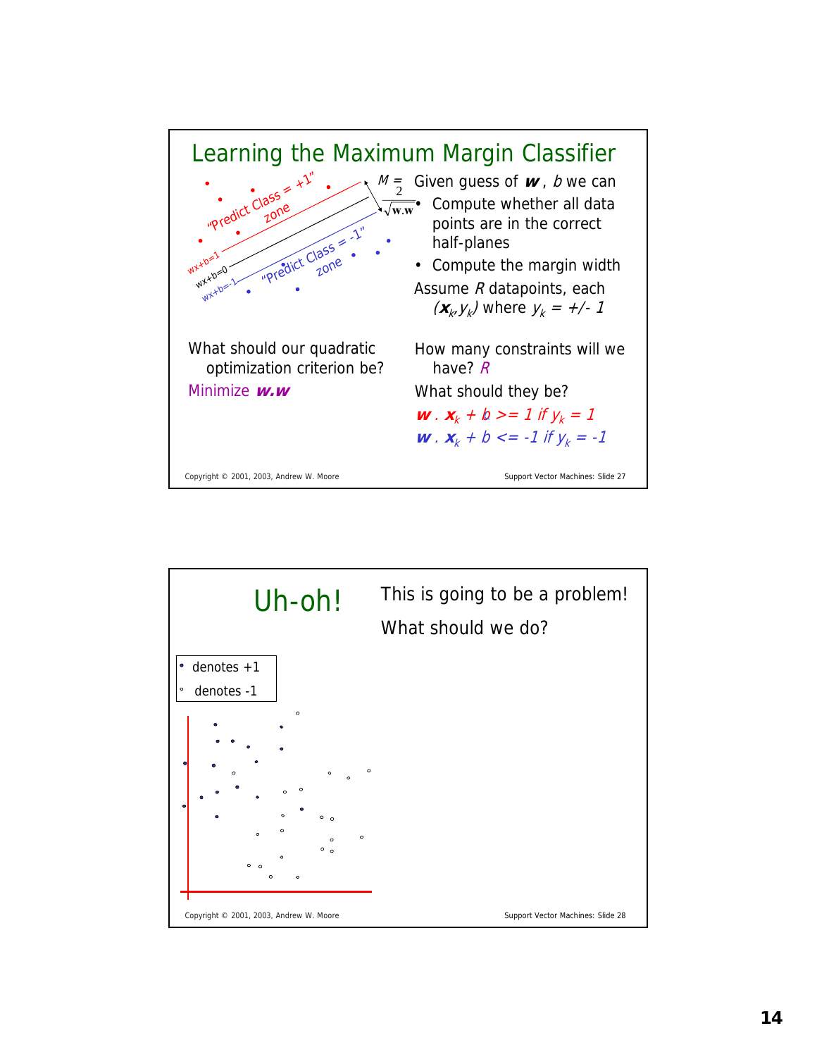## Learning the Maximum Margin Classifier

$M = \frac{2}{\sqrt{\mathbf{w}.\mathbf{w}}}$

"Predict Class = +1" zone

"Predict Class = -1" zone

wx+b=1

wx+b=0

wx+b=-1

Given guess of $\mathbf{w}$ , $b$ we can

- Compute whether all data points are in the correct half-planes
- Compute the margin width

Assume $R$ datapoints, each $(\mathbf{x}_k, y_k)$ where $y_k = +/- 1$

What should our quadratic optimization criterion be?

Minimize $\mathbf{w}.\mathbf{w}$

How many constraints will we have? $R$

What should they be?

$\mathbf{w} \,.\, \mathbf{x}_k + b >= 1 \text{ if } y_k = 1$

$\mathbf{w} \,.\, \mathbf{x}_k + b <= -1 \text{ if } y_k = -1$

Copyright © 2001, 2003, Andrew W. Moore — Support Vector Machines: Slide 27

## Uh-oh!

This is going to be a problem!

What should we do?

- denotes +1
- denotes -1

Copyright © 2001, 2003, Andrew W. Moore — Support Vector Machines: Slide 28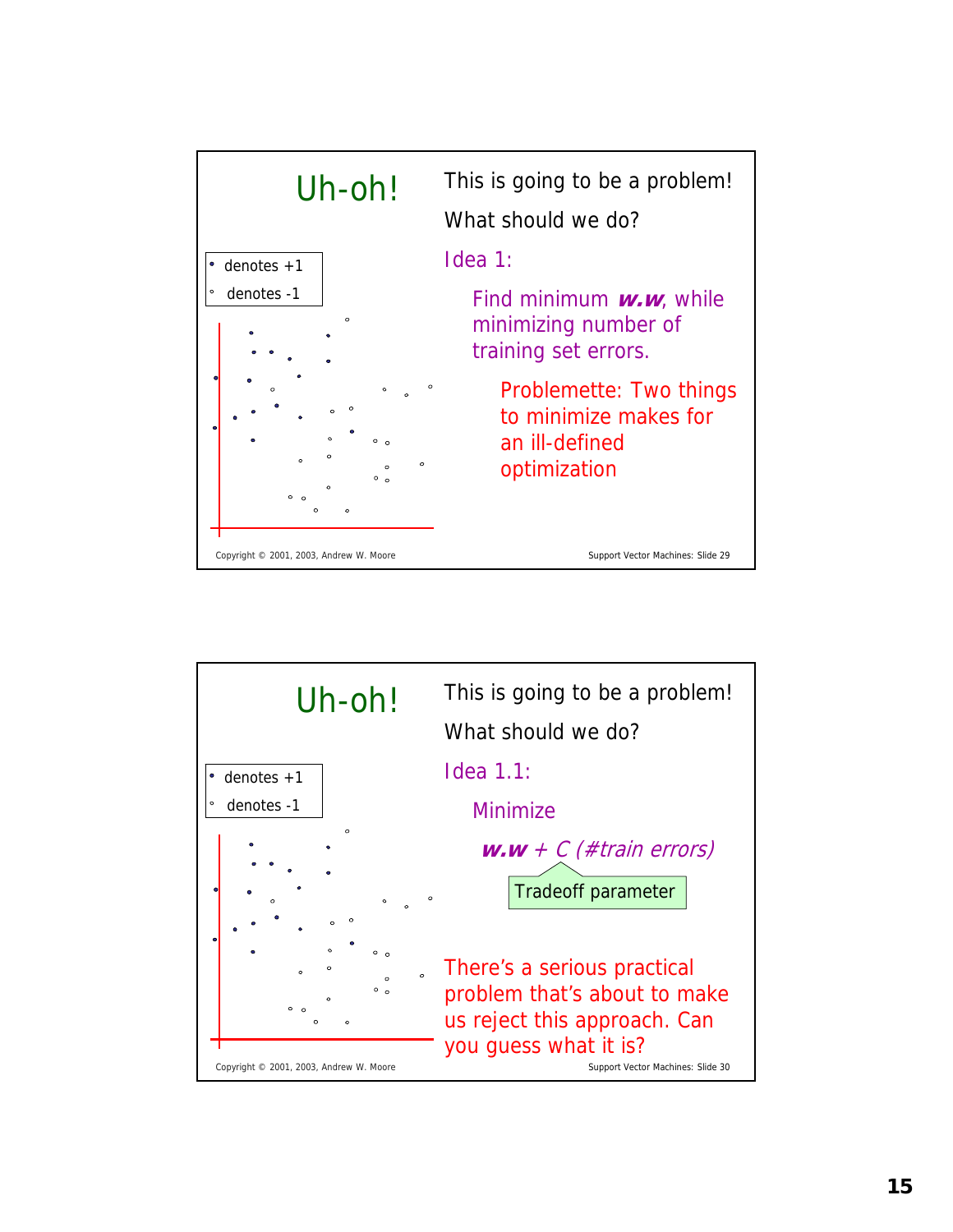## Uh-oh!

- denotes +1
- denotes -1

This is going to be a problem!

What should we do?

Idea 1:

Find minimum ***w.w***, while minimizing number of training set errors.

Problemette: Two things to minimize makes for an ill-defined optimization

Copyright © 2001, 2003, Andrew W. Moore — Support Vector Machines: Slide 29

---

## Uh-oh!

- denotes +1
- denotes -1

This is going to be a problem!

What should we do?

Idea 1.1:

Minimize

***w.w*** *+ C (#train errors)*

Tradeoff parameter

There's a serious practical problem that's about to make us reject this approach. Can you guess what it is?

Copyright © 2001, 2003, Andrew W. Moore — Support Vector Machines: Slide 30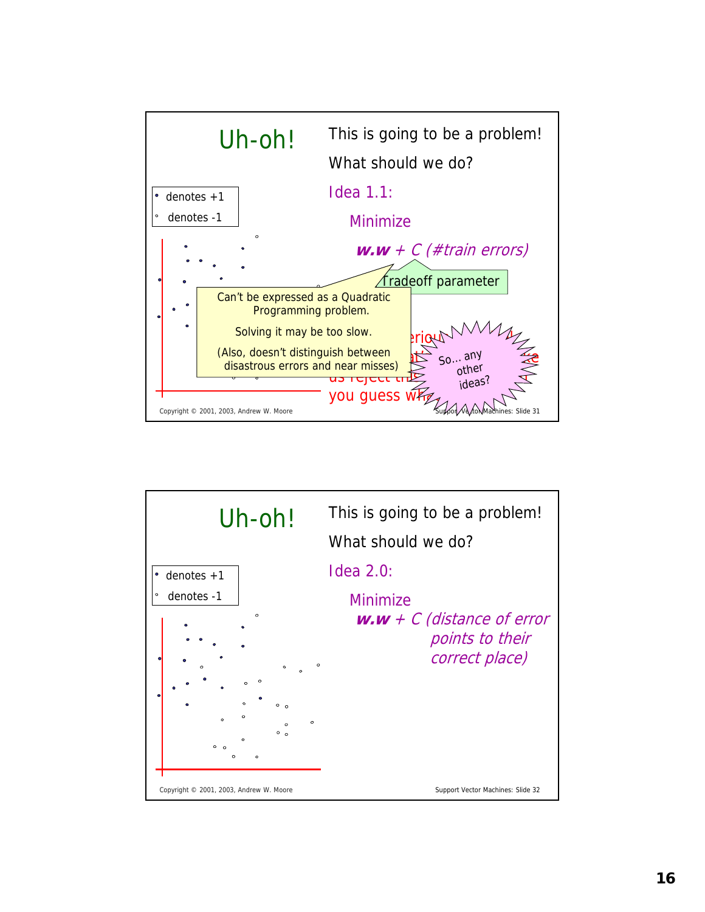## Uh-oh!

- denotes +1
- denotes -1

This is going to be a problem!

What should we do?

Idea 1.1:

Minimize

***w.w*** *+ C (#train errors)*

Tradeoff parameter

Can't be expressed as a Quadratic Programming problem.

Solving it may be too slow.

(Also, doesn't distinguish between disastrous errors and near misses)

So… any other ideas?

Copyright © 2001, 2003, Andrew W. Moore

Support Vector Machines: Slide 31

## Uh-oh!

- denotes +1
- denotes -1

This is going to be a problem!

What should we do?

Idea 2.0:

Minimize

***w.w*** *+ C (distance of error points to their correct place)*

Copyright © 2001, 2003, Andrew W. Moore

Support Vector Machines: Slide 32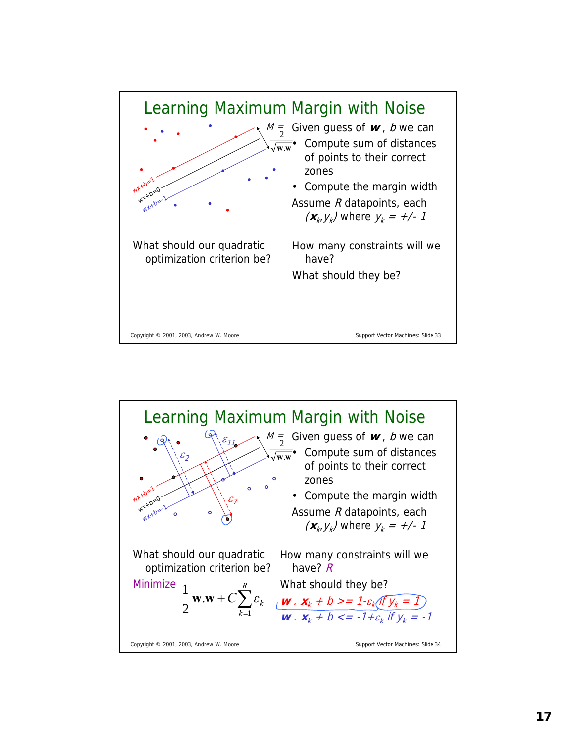## Learning Maximum Margin with Noise

$M = \frac{2}{\sqrt{\mathbf{w}.\mathbf{w}}}$

wx+b=1

wx+b=0

wx+b=-1

Given guess of $\boldsymbol{w}$, $b$ we can

- Compute sum of distances of points to their correct zones
- Compute the margin width

Assume $R$ datapoints, each $(\boldsymbol{x}_k, y_k)$ where $y_k = +/- 1$

What should our quadratic optimization criterion be?

How many constraints will we have?

What should they be?

Copyright © 2001, 2003, Andrew W. Moore — Support Vector Machines: Slide 33

## Learning Maximum Margin with Noise

$M = \frac{2}{\sqrt{\mathbf{w}.\mathbf{w}}}$

$\varepsilon_2$, $\varepsilon_{11}$, $\varepsilon_7$

wx+b=1

wx+b=0

wx+b=-1

Given guess of $\boldsymbol{w}$, $b$ we can

- Compute sum of distances of points to their correct zones
- Compute the margin width

Assume $R$ datapoints, each $(\boldsymbol{x}_k, y_k)$ where $y_k = +/- 1$

What should our quadratic optimization criterion be?

Minimize $\frac{1}{2}\mathbf{w}.\mathbf{w} + C\sum_{k=1}^{R}\varepsilon_k$

How many constraints will we have? $R$

What should they be?

$\boldsymbol{w} . \boldsymbol{x}_k + b >= 1-\varepsilon_k$ if $y_k = 1$

$\boldsymbol{w} . \boldsymbol{x}_k + b <= -1+\varepsilon_k$ if $y_k = -1$

Copyright © 2001, 2003, Andrew W. Moore — Support Vector Machines: Slide 34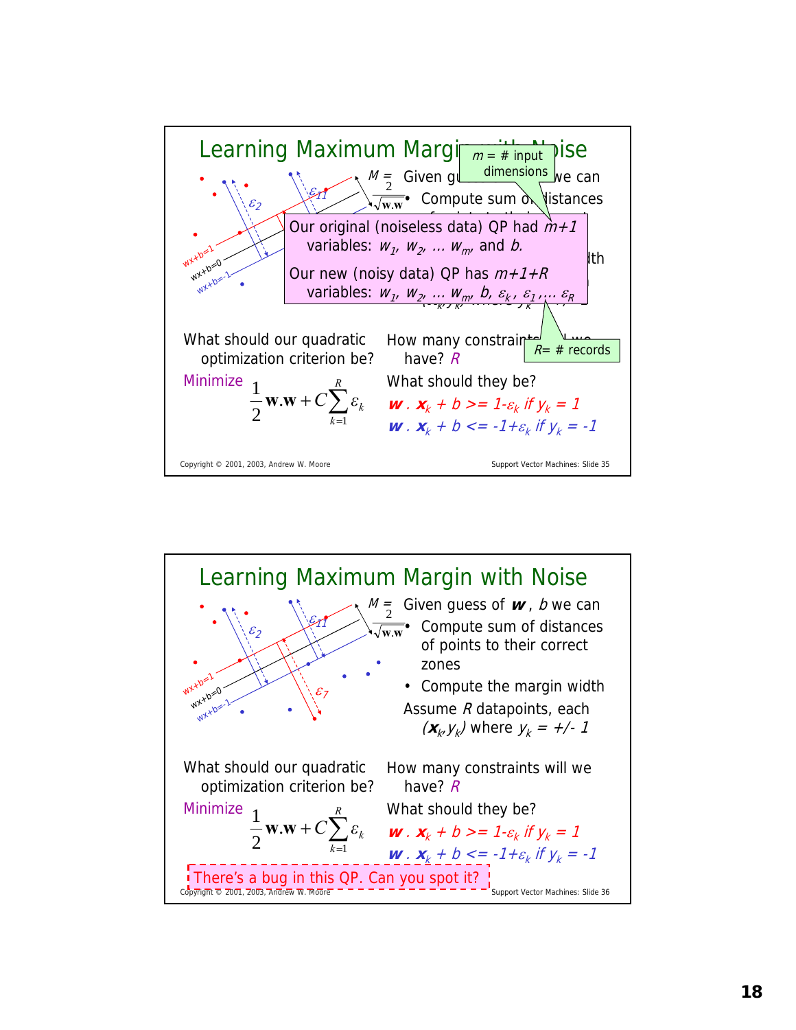## Learning Maximum Margin with Noise

$M = \frac{2}{\sqrt{\mathbf{w}.\mathbf{w}}}$

wx+b=1

wx+b=0

wx+b=-1

$\varepsilon_2$ $\varepsilon_{11}$

$m$ = # input dimensions

Given guess of $\boldsymbol{w}$, $b$ we can

- Compute sum of distances of points to their correct zones
- Compute the margin width

Assume $R$ datapoints, each $(\boldsymbol{x}_k, y_k)$ where $y_k = +/- 1$

Our original (noiseless data) QP had $m+1$ variables: $w_1, w_2, \ldots w_m$, and $b$.

Our new (noisy data) QP has $m+1+R$ variables: $w_1, w_2, \ldots w_m, b, \varepsilon_k, \varepsilon_1, \ldots \varepsilon_R$

$R$= # records

What should our quadratic optimization criterion be?

Minimize $\frac{1}{2}\mathbf{w}.\mathbf{w} + C\sum_{k=1}^{R}\varepsilon_k$

How many constraints will we have? $R$

What should they be?

$\boldsymbol{w} \,.\, \boldsymbol{x}_k + b >= 1\text{-}\varepsilon_k$ if $y_k = 1$

$\boldsymbol{w} \,.\, \boldsymbol{x}_k + b <= -1+\varepsilon_k$ if $y_k = -1$

## Learning Maximum Margin with Noise

$M = \frac{2}{\sqrt{\mathbf{w}.\mathbf{w}}}$

wx+b=1

wx+b=0

wx+b=-1

$\varepsilon_2$ $\varepsilon_{11}$ $\varepsilon_7$

Given guess of $\boldsymbol{w}$, $b$ we can

- Compute sum of distances of points to their correct zones
- Compute the margin width

Assume $R$ datapoints, each $(\boldsymbol{x}_k, y_k)$ where $y_k = +/- 1$

What should our quadratic optimization criterion be?

Minimize $\frac{1}{2}\mathbf{w}.\mathbf{w} + C\sum_{k=1}^{R}\varepsilon_k$

How many constraints will we have? $R$

What should they be?

$\boldsymbol{w} \,.\, \boldsymbol{x}_k + b >= 1\text{-}\varepsilon_k$ if $y_k = 1$

$\boldsymbol{w} \,.\, \boldsymbol{x}_k + b <= -1+\varepsilon_k$ if $y_k = -1$

There's a bug in this QP. Can you spot it?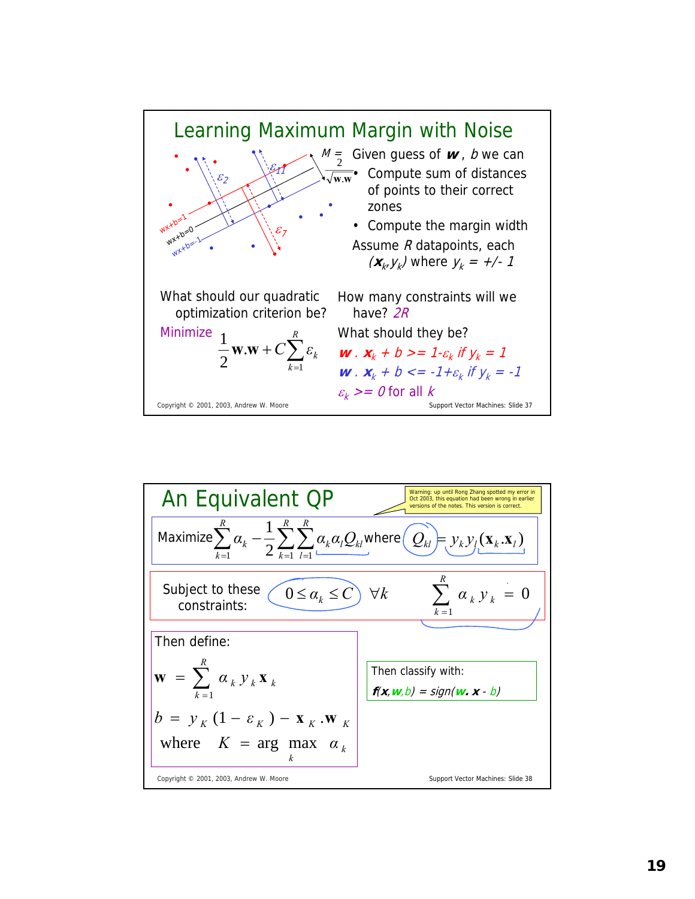# Learning Maximum Margin with Noise

$M = \frac{2}{\sqrt{\mathbf{w}.\mathbf{w}}}$

Given guess of $\mathbf{w}$, $b$ we can

- Compute sum of distances of points to their correct zones
- Compute the margin width

Assume $R$ datapoints, each $(\mathbf{x}_k, y_k)$ where $y_k = +/- 1$

What should our quadratic optimization criterion be?

Minimize $$\frac{1}{2}\mathbf{w}.\mathbf{w} + C\sum_{k=1}^{R} \varepsilon_k$$

How many constraints will we have? $2R$

What should they be?

$\mathbf{w} . \mathbf{x}_k + b \geq 1-\varepsilon_k$ if $y_k = 1$

$\mathbf{w} . \mathbf{x}_k + b \leq -1+\varepsilon_k$ if $y_k = -1$

$\varepsilon_k \geq 0$ for all $k$

Copyright © 2001, 2003, Andrew W. Moore — Support Vector Machines: Slide 37

# An Equivalent QP

Warning: up until Rong Zhang spotted my error in Oct 2003, this equation had been wrong in earlier versions of the notes. This version is correct.

Maximize $$\sum_{k=1}^{R} \alpha_k - \frac{1}{2}\sum_{k=1}^{R}\sum_{l=1}^{R} \alpha_k \alpha_l Q_{kl} \text{ where } Q_{kl} = y_k y_l (\mathbf{x}_k . \mathbf{x}_l)$$

Subject to these constraints: $$0 \leq \alpha_k \leq C \quad \forall k \qquad \sum_{k=1}^{R} \alpha_k y_k = 0$$

Then define:

$$\mathbf{w} = \sum_{k=1}^{R} \alpha_k y_k \mathbf{x}_k$$

$$b = y_K(1-\varepsilon_K) - \mathbf{x}_K . \mathbf{w}_K$$

$$\text{where } K = \arg\max_k \alpha_k$$

Then classify with:

$f(\mathbf{x}, \mathbf{w}, b) = sign(\mathbf{w}. \mathbf{x} - b)$

Copyright © 2001, 2003, Andrew W. Moore — Support Vector Machines: Slide 38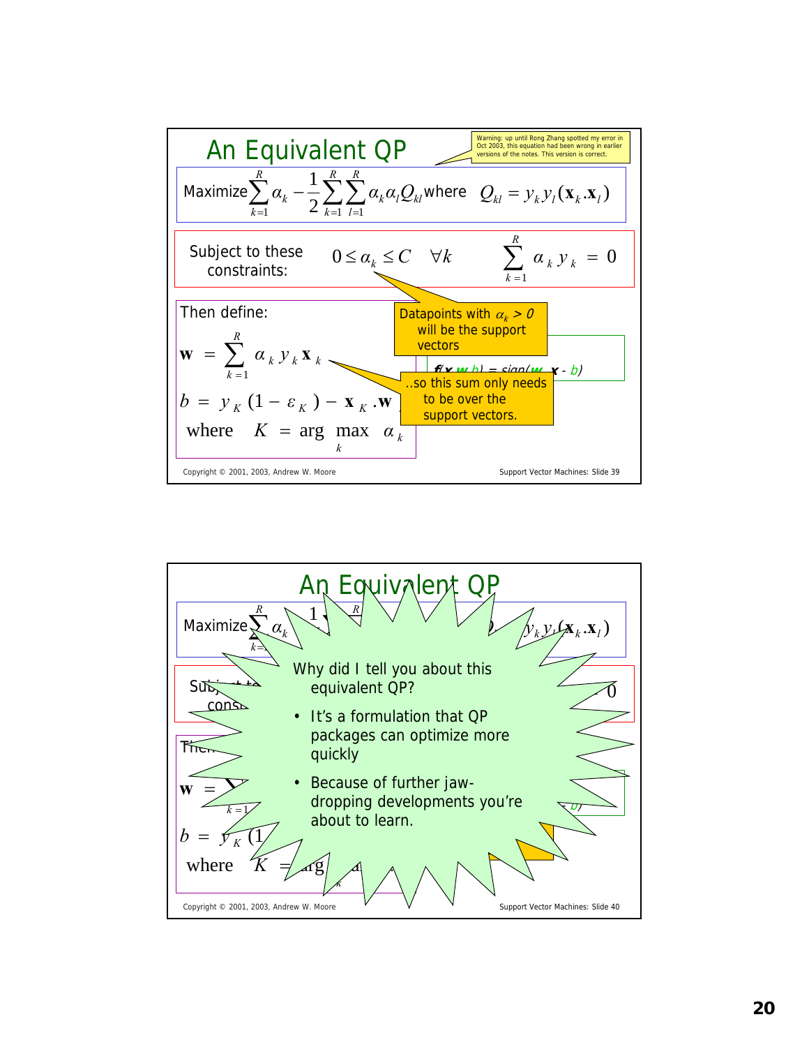## An Equivalent QP

Warning: up until Rong Zhang spotted my error in Oct 2003, this equation had been wrong in earlier versions of the notes. This version is correct.

Maximize $\sum_{k=1}^{R} \alpha_k - \frac{1}{2}\sum_{k=1}^{R}\sum_{l=1}^{R} \alpha_k \alpha_l Q_{kl}$ where $Q_{kl} = y_k y_l (\mathbf{x}_k . \mathbf{x}_l)$

Subject to these constraints: $0 \le \alpha_k \le C \quad \forall k \qquad \sum_{k=1}^{R} \alpha_k y_k = 0$

Then define:

$$\mathbf{w} = \sum_{k=1}^{R} \alpha_k y_k \mathbf{x}_k$$

$$b = y_K (1 - \varepsilon_K) - \mathbf{x}_K . \mathbf{w}$$

where $K = \arg\max_k \alpha_k$

Datapoints with $\alpha_k > 0$ will be the support vectors

..so this sum only needs to be over the support vectors.

$f(\mathbf{x},\mathbf{w},b) = sign(\mathbf{w}.\mathbf{x} - b)$

Copyright © 2001, 2003, Andrew W. Moore — Support Vector Machines: Slide 39

## An Equivalent QP

Why did I tell you about this equivalent QP?

- It's a formulation that QP packages can optimize more quickly
- Because of further jaw-dropping developments you're about to learn.

Copyright © 2001, 2003, Andrew W. Moore — Support Vector Machines: Slide 40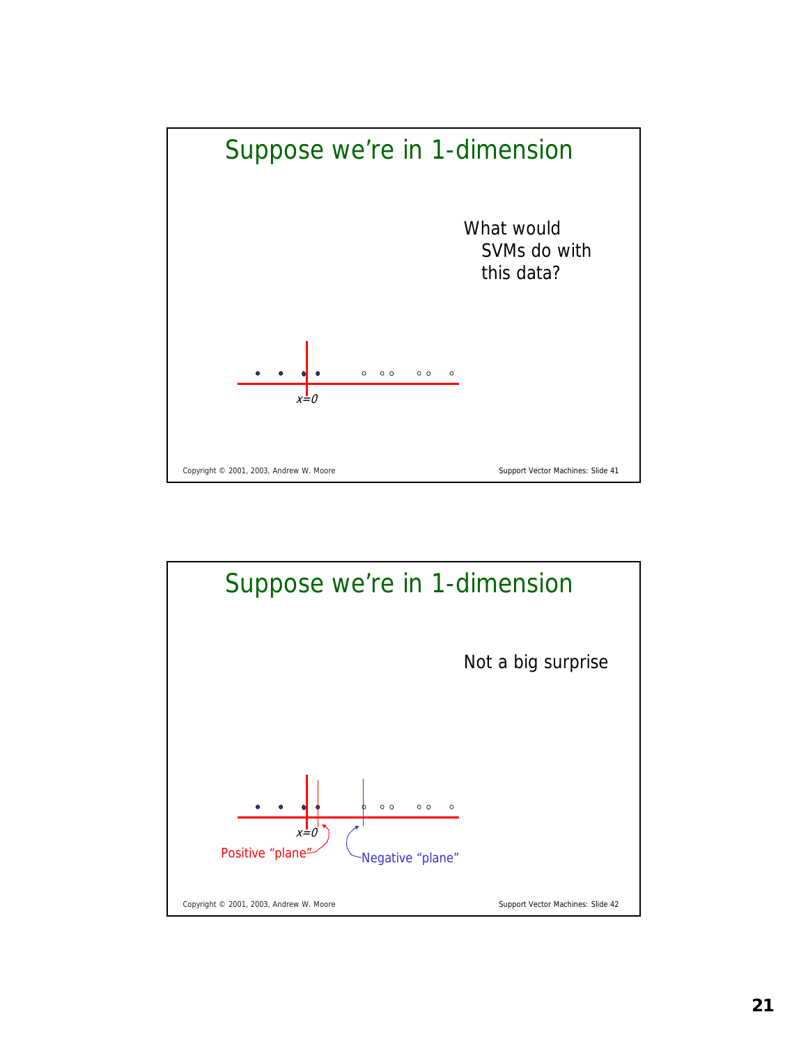## Suppose we're in 1-dimension

What would SVMs do with this data?

$x=0$

## Suppose we're in 1-dimension

Not a big surprise

$x=0$

Positive "plane"

Negative "plane"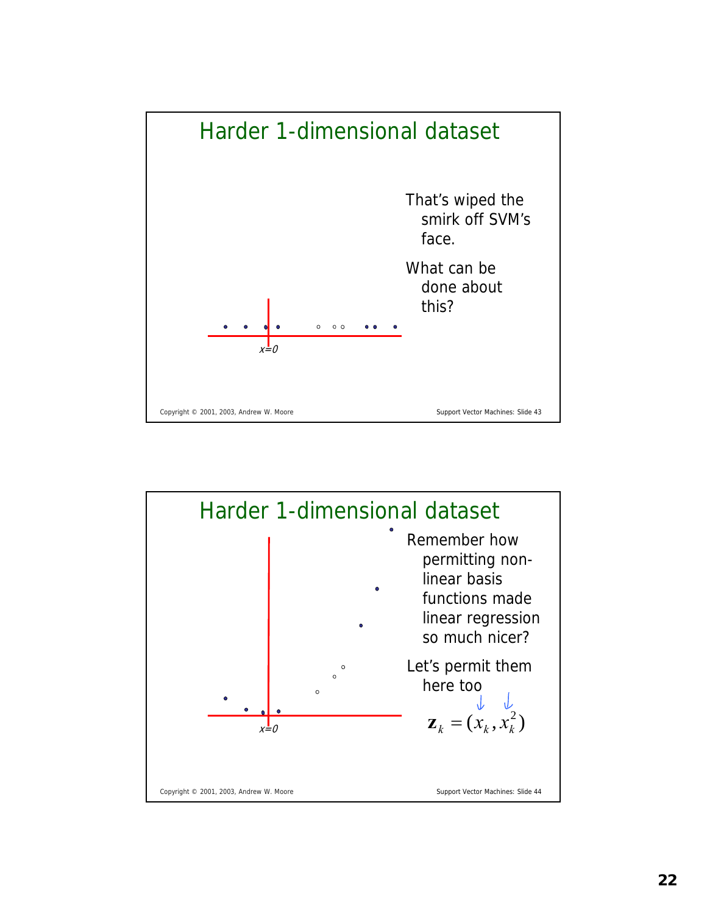## Harder 1-dimensional dataset

That's wiped the smirk off SVM's face.

What can be done about this?

x=0

Copyright © 2001, 2003, Andrew W. Moore — Support Vector Machines: Slide 43

## Harder 1-dimensional dataset

Remember how permitting non-linear basis functions made linear regression so much nicer?

Let's permit them here too

$$\mathbf{z}_k = (x_k, x_k^2)$$

x=0

Copyright © 2001, 2003, Andrew W. Moore — Support Vector Machines: Slide 44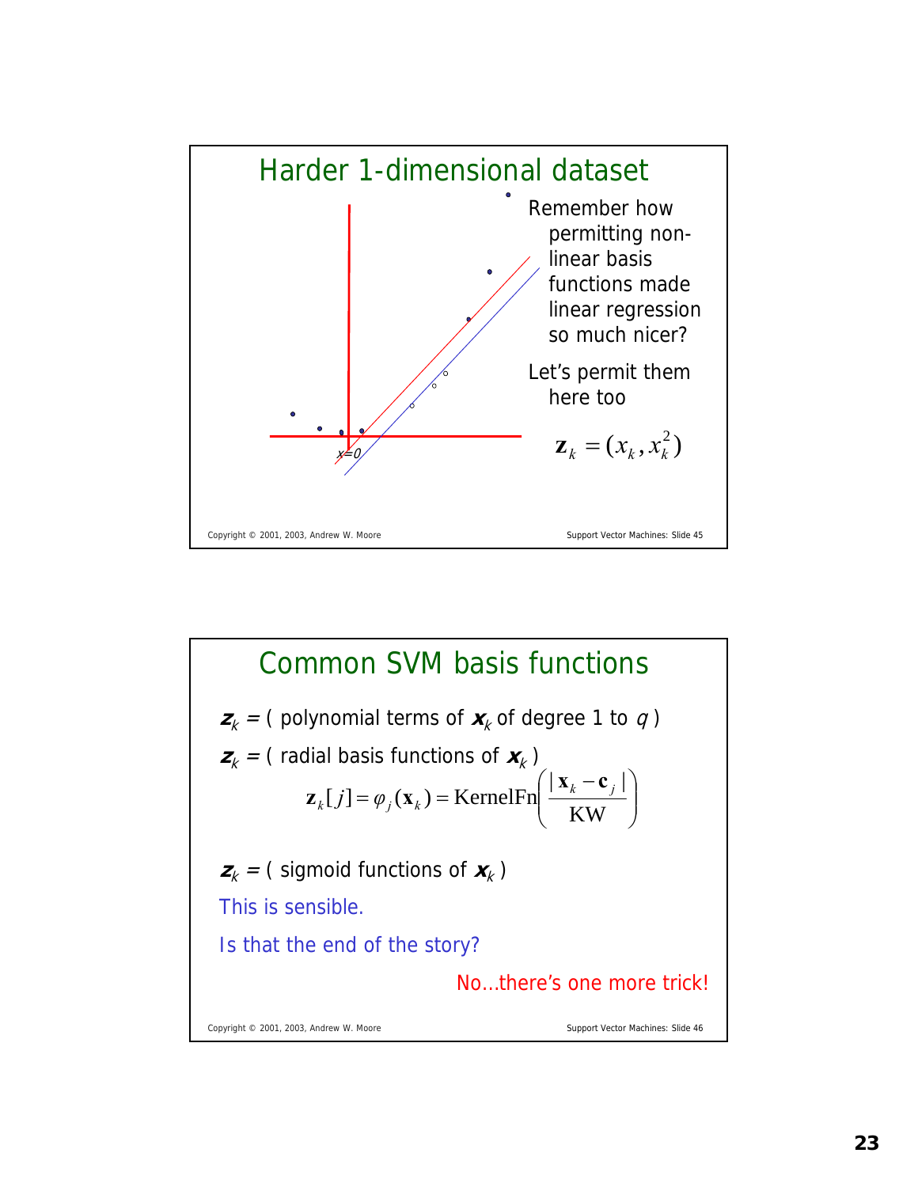## Harder 1-dimensional dataset

x=0

Remember how permitting non-linear basis functions made linear regression so much nicer?

Let's permit them here too

$$\mathbf{z}_k = (x_k, x_k^2)$$

## Common SVM basis functions

$\mathbf{z}_k$ = ( polynomial terms of $\mathbf{x}_k$ of degree 1 to $q$ )

$\mathbf{z}_k$ = ( radial basis functions of $\mathbf{x}_k$ )

$$\mathbf{z}_k[j] = \varphi_j(\mathbf{x}_k) = \text{KernelFn}\left(\frac{|\mathbf{x}_k - \mathbf{c}_j|}{\text{KW}}\right)$$

$\mathbf{z}_k$ = ( sigmoid functions of $\mathbf{x}_k$ )

This is sensible.

Is that the end of the story?

No…there's one more trick!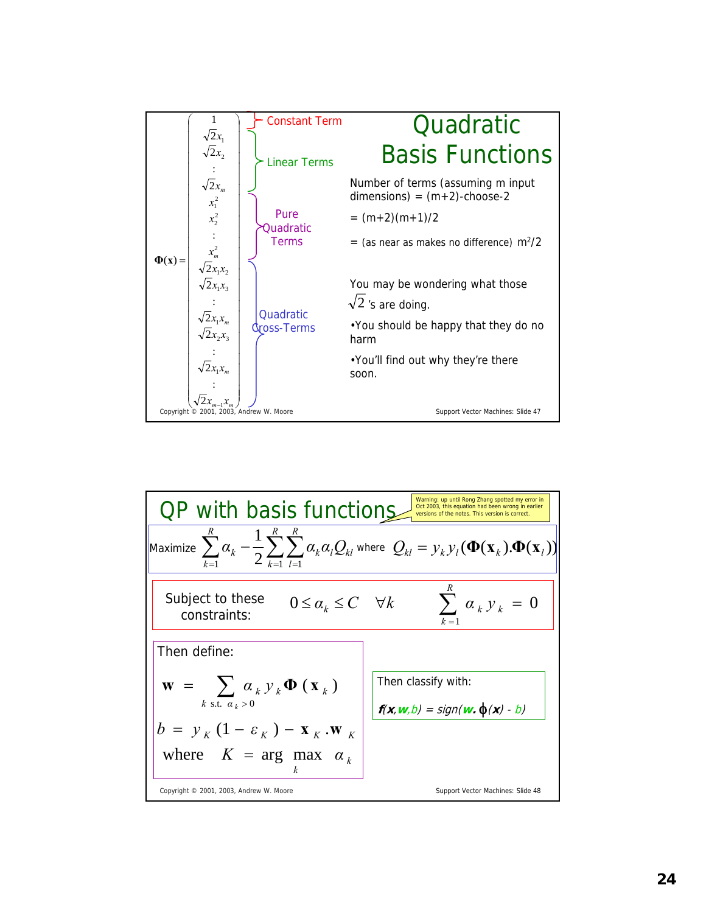## Quadratic Basis Functions

$$
\Phi(\mathbf{x}) = \begin{pmatrix} 1 \\ \sqrt{2}x_1 \\ \sqrt{2}x_2 \\ : \\ \sqrt{2}x_m \\ x_1^2 \\ x_2^2 \\ : \\ x_m^2 \\ \sqrt{2}x_1x_2 \\ \sqrt{2}x_1x_3 \\ : \\ \sqrt{2}x_1x_m \\ \sqrt{2}x_2x_3 \\ : \\ \sqrt{2}x_1x_m \\ : \\ \sqrt{2}x_{m-1}x_m \end{pmatrix}
$$

- Constant Term: $1$
- Linear Terms: $\sqrt{2}x_1, \ldots, \sqrt{2}x_m$
- Pure Quadratic Terms: $x_1^2, \ldots, x_m^2$
- Quadratic Cross-Terms: $\sqrt{2}x_1x_2, \ldots, \sqrt{2}x_{m-1}x_m$

Number of terms (assuming m input dimensions) = (m+2)-choose-2

= (m+2)(m+1)/2

= (as near as makes no difference) $m^2/2$

You may be wondering what those $\sqrt{2}$ 's are doing.

- You should be happy that they do no harm
- You'll find out why they're there soon.

Copyright © 2001, 2003, Andrew W. Moore — Support Vector Machines: Slide 47

## QP with basis functions

*Warning: up until Rong Zhang spotted my error in Oct 2003, this equation had been wrong in earlier versions of the notes. This version is correct.*

Maximize $\sum_{k=1}^{R} \alpha_k - \frac{1}{2}\sum_{k=1}^{R}\sum_{l=1}^{R} \alpha_k \alpha_l Q_{kl}$ where $Q_{kl} = y_k y_l (\Phi(\mathbf{x}_k).\Phi(\mathbf{x}_l))$

Subject to these constraints: $0 \le \alpha_k \le C \quad \forall k \qquad \sum_{k=1}^{R} \alpha_k y_k = 0$

Then define:

$$
\mathbf{w} = \sum_{k \text{ s.t. } \alpha_k > 0} \alpha_k y_k \Phi(\mathbf{x}_k)
$$

$$
b = y_K(1-\varepsilon_K) - \mathbf{x}_K.\mathbf{w}_K
$$

where $K = \arg\max_k \alpha_k$

Then classify with:

$f(\mathbf{x},\mathbf{w},b) = sign(\mathbf{w}.\phi(\mathbf{x}) - b)$

Copyright © 2001, 2003, Andrew W. Moore — Support Vector Machines: Slide 48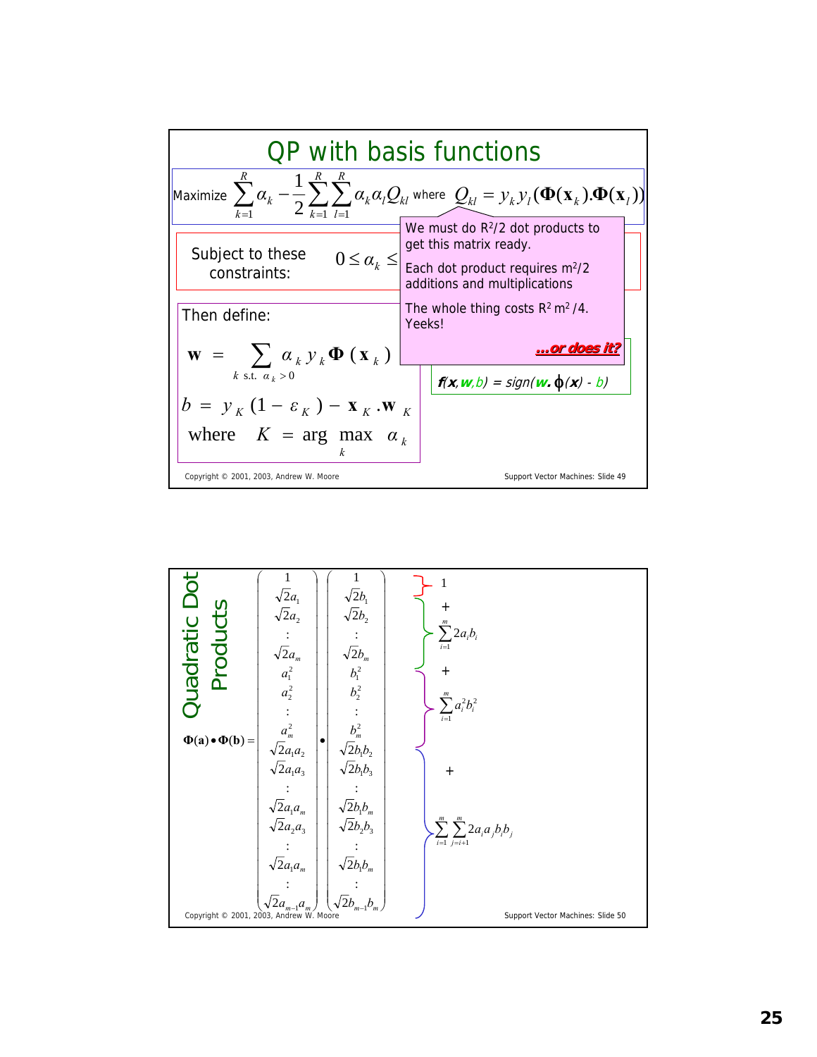# QP with basis functions

Maximize $\sum_{k=1}^{R} \alpha_k - \frac{1}{2} \sum_{k=1}^{R} \sum_{l=1}^{R} \alpha_k \alpha_l Q_{kl}$ where $Q_{kl} = y_k y_l (\mathbf{\Phi}(\mathbf{x}_k) . \mathbf{\Phi}(\mathbf{x}_l))$

Subject to these constraints: $0 \le \alpha_k \le$

We must do $R^2/2$ dot products to get this matrix ready.

Each dot product requires $m^2/2$ additions and multiplications

The whole thing costs $R^2 m^2 / 4$. Yeeks!

***...or does it?***

Then define:

$$\mathbf{w} = \sum_{k \text{ s.t. } \alpha_k > 0} \alpha_k y_k \mathbf{\Phi}(\mathbf{x}_k)$$

$$b = y_K (1 - \varepsilon_K) - \mathbf{x}_K . \mathbf{w}_K$$

$$\text{where } K = \arg\max_k \alpha_k$$

$f(\mathbf{x}, \mathbf{w}, b) = sign(\mathbf{w}. \phi(\mathbf{x}) - b)$

Copyright © 2001, 2003, Andrew W. Moore — Support Vector Machines: Slide 49

---

# Quadratic Dot Products

$$\mathbf{\Phi}(\mathbf{a}) \bullet \mathbf{\Phi}(\mathbf{b}) = \begin{pmatrix} 1 \\ \sqrt{2}a_1 \\ \sqrt{2}a_2 \\ : \\ \sqrt{2}a_m \\ a_1^2 \\ a_2^2 \\ : \\ a_m^2 \\ \sqrt{2}a_1a_2 \\ \sqrt{2}a_1a_3 \\ : \\ \sqrt{2}a_1a_m \\ \sqrt{2}a_2a_3 \\ : \\ \sqrt{2}a_1a_m \\ : \\ \sqrt{2}a_{m-1}a_m \end{pmatrix} \bullet \begin{pmatrix} 1 \\ \sqrt{2}b_1 \\ \sqrt{2}b_2 \\ : \\ \sqrt{2}b_m \\ b_1^2 \\ b_2^2 \\ : \\ b_m^2 \\ \sqrt{2}b_1b_2 \\ \sqrt{2}b_1b_3 \\ : \\ \sqrt{2}b_1b_m \\ \sqrt{2}b_2b_3 \\ : \\ \sqrt{2}b_1b_m \\ : \\ \sqrt{2}b_{m-1}b_m \end{pmatrix}$$

$$1 + \sum_{i=1}^{m} 2a_ib_i + \sum_{i=1}^{m} a_i^2 b_i^2 + \sum_{i=1}^{m} \sum_{j=i+1}^{m} 2a_ia_jb_ib_j$$

Copyright © 2001, 2003, Andrew W. Moore — Support Vector Machines: Slide 50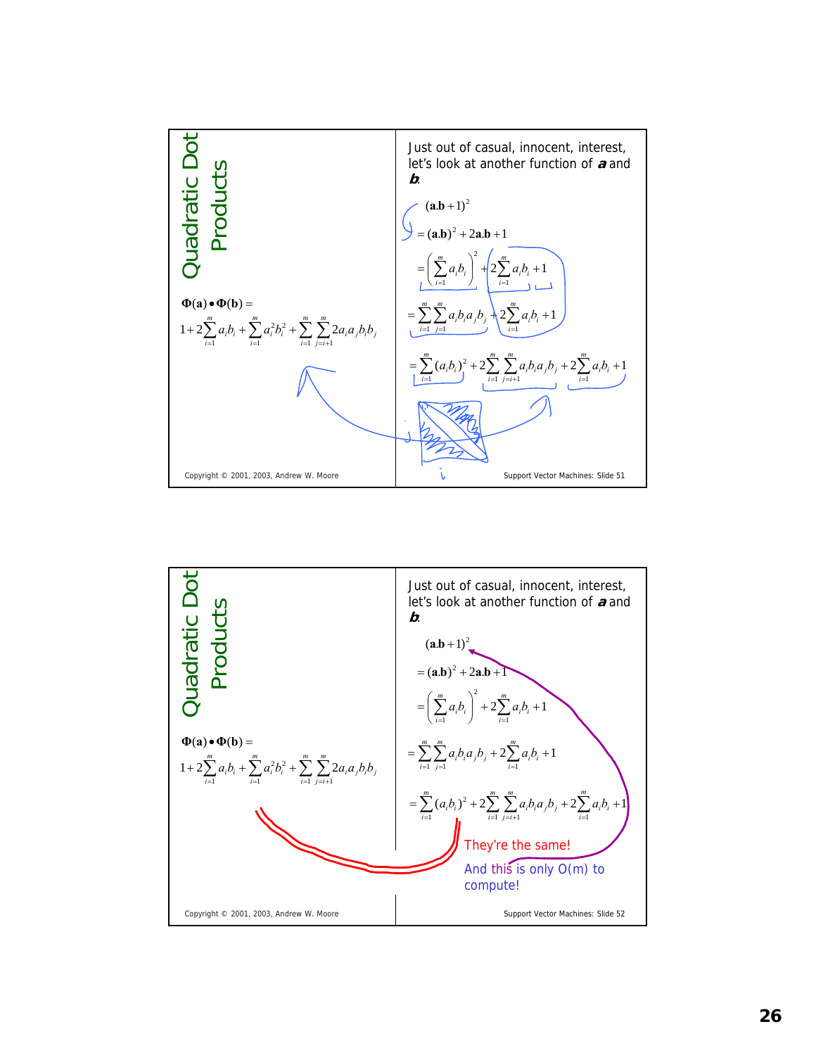## Quadratic Dot Products

$$\Phi(\mathbf{a}) \bullet \Phi(\mathbf{b}) =$$

$$1 + 2\sum_{i=1}^{m} a_i b_i + \sum_{i=1}^{m} a_i^2 b_i^2 + \sum_{i=1}^{m} \sum_{j=i+1}^{m} 2 a_i a_j b_i b_j$$

Just out of casual, innocent, interest, let's look at another function of ***a*** and ***b***:

$$(\mathbf{a}.\mathbf{b}+1)^2$$

$$= (\mathbf{a}.\mathbf{b})^2 + 2\mathbf{a}.\mathbf{b} + 1$$

$$= \left(\sum_{i=1}^{m} a_i b_i\right)^2 + 2\sum_{i=1}^{m} a_i b_i + 1$$

$$= \sum_{i=1}^{m} \sum_{j=1}^{m} a_i b_i a_j b_j + 2\sum_{i=1}^{m} a_i b_i + 1$$

$$= \sum_{i=1}^{m} (a_i b_i)^2 + 2\sum_{i=1}^{m} \sum_{j=i+1}^{m} a_i b_i a_j b_j + 2\sum_{i=1}^{m} a_i b_i + 1$$

Copyright © 2001, 2003, Andrew W. Moore — Support Vector Machines: Slide 51

## Quadratic Dot Products

$$\Phi(\mathbf{a}) \bullet \Phi(\mathbf{b}) =$$

$$1 + 2\sum_{i=1}^{m} a_i b_i + \sum_{i=1}^{m} a_i^2 b_i^2 + \sum_{i=1}^{m} \sum_{j=i+1}^{m} 2 a_i a_j b_i b_j$$

Just out of casual, innocent, interest, let's look at another function of ***a*** and ***b***:

$$(\mathbf{a}.\mathbf{b}+1)^2$$

$$= (\mathbf{a}.\mathbf{b})^2 + 2\mathbf{a}.\mathbf{b} + 1$$

$$= \left(\sum_{i=1}^{m} a_i b_i\right)^2 + 2\sum_{i=1}^{m} a_i b_i + 1$$

$$= \sum_{i=1}^{m} \sum_{j=1}^{m} a_i b_i a_j b_j + 2\sum_{i=1}^{m} a_i b_i + 1$$

$$= \sum_{i=1}^{m} (a_i b_i)^2 + 2\sum_{i=1}^{m} \sum_{j=i+1}^{m} a_i b_i a_j b_j + 2\sum_{i=1}^{m} a_i b_i + 1$$

They're the same!

And this is only O(m) to compute!

Copyright © 2001, 2003, Andrew W. Moore — Support Vector Machines: Slide 52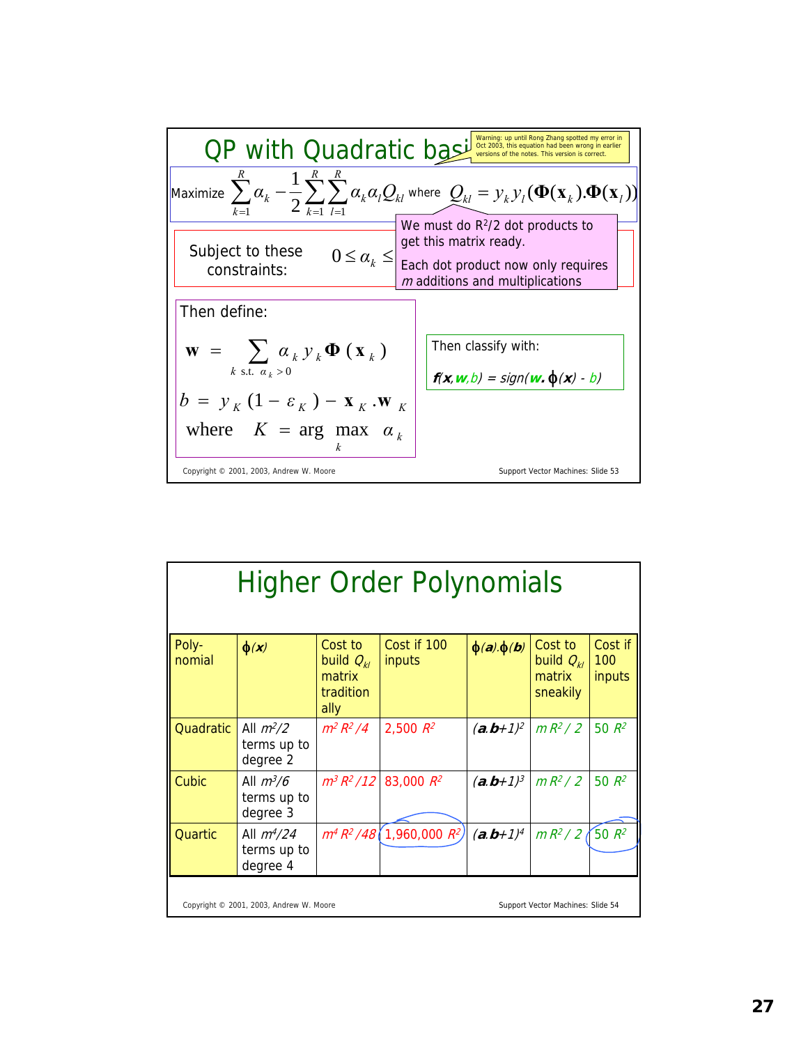# QP with Quadratic basis

Warning: up until Rong Zhang spotted my error in Oct 2003, this equation had been wrong in earlier versions of the notes. This version is correct.

Maximize $\sum_{k=1}^{R} \alpha_k - \frac{1}{2}\sum_{k=1}^{R}\sum_{l=1}^{R} \alpha_k \alpha_l Q_{kl}$ where $Q_{kl} = y_k y_l (\mathbf{\Phi}(\mathbf{x}_k).\mathbf{\Phi}(\mathbf{x}_l))$

Subject to these constraints: $0 \le \alpha_k \le$

We must do $R^2/2$ dot products to get this matrix ready.

Each dot product now only requires $m$ additions and multiplications

Then define:

$$\mathbf{w} = \sum_{k \text{ s.t. } \alpha_k > 0} \alpha_k y_k \mathbf{\Phi}(\mathbf{x}_k)$$

$$b = y_K (1 - \varepsilon_K) - \mathbf{x}_K . \mathbf{w}_K$$

where $K = \arg\max_k \alpha_k$

Then classify with:

$f(\mathbf{x},\mathbf{w},b) = sign(\mathbf{w}.\,\phi(\mathbf{x}) - b)$

Copyright © 2001, 2003, Andrew W. Moore — Support Vector Machines: Slide 53

# Higher Order Polynomials

| Poly-nomial | $\phi(\mathbf{x})$ | Cost to build $Q_{kl}$ matrix traditionally | Cost if 100 inputs | $\phi(\mathbf{a}).\phi(\mathbf{b})$ | Cost to build $Q_{kl}$ matrix sneakily | Cost if 100 inputs |
|---|---|---|---|---|---|---|
| Quadratic | All $m^2/2$ terms up to degree 2 | $m^2 R^2/4$ | 2,500 $R^2$ | $(\mathbf{a}.\mathbf{b}+1)^2$ | $m R^2/2$ | 50 $R^2$ |
| Cubic | All $m^3/6$ terms up to degree 3 | $m^3 R^2/12$ | 83,000 $R^2$ | $(\mathbf{a}.\mathbf{b}+1)^3$ | $m R^2/2$ | 50 $R^2$ |
| Quartic | All $m^4/24$ terms up to degree 4 | $m^4 R^2/48$ | 1,960,000 $R^2$ | $(\mathbf{a}.\mathbf{b}+1)^4$ | $m R^2/2$ | 50 $R^2$ |

Copyright © 2001, 2003, Andrew W. Moore — Support Vector Machines: Slide 54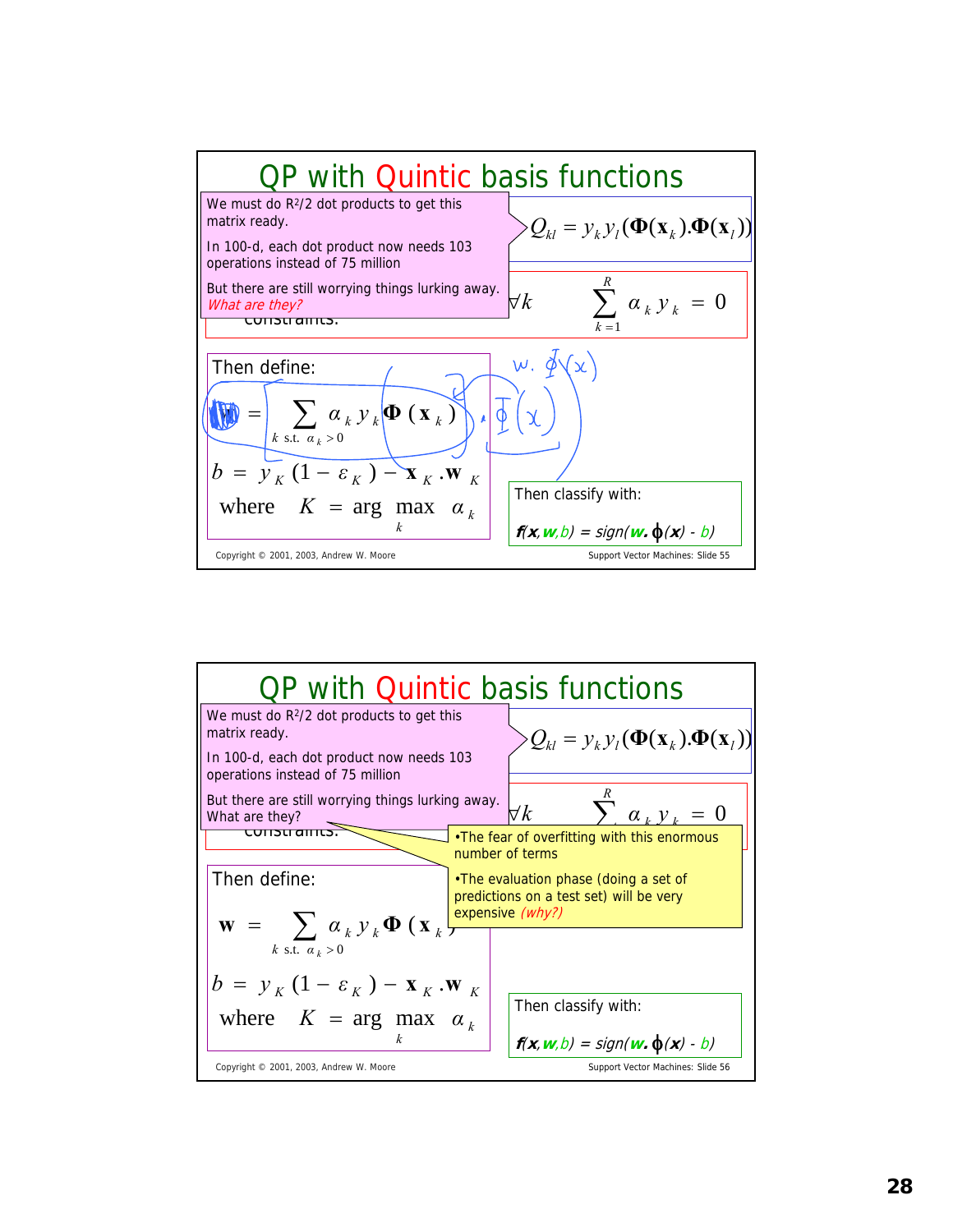## QP with Quintic basis functions

We must do $R^2/2$ dot products to get this matrix ready.

In 100-d, each dot product now needs 103 operations instead of 75 million

But there are still worrying things lurking away. *What are they?*

$$Q_{kl} = y_k y_l (\mathbf{\Phi}(\mathbf{x}_k).\mathbf{\Phi}(\mathbf{x}_l))$$

$$\forall k \quad \sum_{k=1}^{R} \alpha_k y_k = 0$$

constraints:

Then define:

$$\mathbf{w} = \sum_{k \text{ s.t. } \alpha_k > 0} \alpha_k y_k \mathbf{\Phi}(\mathbf{x}_k)$$

$$b = y_K (1 - \varepsilon_K) - \mathbf{x}_K . \mathbf{w}_K$$

$$\text{where} \quad K = \arg\max_k \alpha_k$$

Then classify with:

$f(\mathbf{x},\mathbf{w},b) = sign(\mathbf{w}.\phi(\mathbf{x}) - b)$

Copyright © 2001, 2003, Andrew W. Moore — Support Vector Machines: Slide 55

## QP with Quintic basis functions

We must do $R^2/2$ dot products to get this matrix ready.

In 100-d, each dot product now needs 103 operations instead of 75 million

But there are still worrying things lurking away. What are they?

- The fear of overfitting with this enormous number of terms
- The evaluation phase (doing a set of predictions on a test set) will be very expensive *(why?)*

$$Q_{kl} = y_k y_l (\mathbf{\Phi}(\mathbf{x}_k).\mathbf{\Phi}(\mathbf{x}_l))$$

$$\forall k \quad \sum_{k=1}^{R} \alpha_k y_k = 0$$

constraints:

Then define:

$$\mathbf{w} = \sum_{k \text{ s.t. } \alpha_k > 0} \alpha_k y_k \mathbf{\Phi}(\mathbf{x}_k)$$

$$b = y_K (1 - \varepsilon_K) - \mathbf{x}_K . \mathbf{w}_K$$

$$\text{where} \quad K = \arg\max_k \alpha_k$$

Then classify with:

$f(\mathbf{x},\mathbf{w},b) = sign(\mathbf{w}.\phi(\mathbf{x}) - b)$

Copyright © 2001, 2003, Andrew W. Moore — Support Vector Machines: Slide 56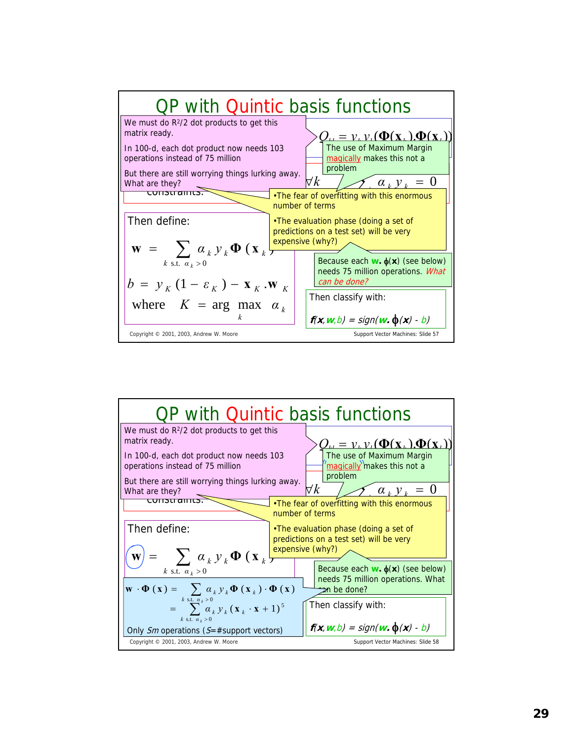# QP with Quintic basis functions

We must do $R^2/2$ dot products to get this matrix ready.

In 100-d, each dot product now needs 103 operations instead of 75 million

But there are still worrying things lurking away. What are they?

$$Q_{kl} = y_k y_l (\Phi(\mathbf{x}_k).\Phi(\mathbf{x}_l))$$

The use of Maximum Margin magically makes this not a problem

$$\forall k \qquad \sum \alpha_k y_k = 0$$

- The fear of overfitting with this enormous number of terms
- The evaluation phase (doing a set of predictions on a test set) will be very expensive (why?)

Because each $\mathbf{w}. \phi(\mathbf{x})$ (see below) needs 75 million operations. *What can be done?*

Then define:

$$\mathbf{w} = \sum_{k \text{ s.t. } \alpha_k > 0} \alpha_k y_k \Phi(\mathbf{x}_k)$$

$$b = y_K (1 - \varepsilon_K) - \mathbf{x}_K . \mathbf{w}_K$$

$$\text{where} \quad K = \arg\max_k \alpha_k$$

Then classify with:

$$f(\mathbf{x}, \mathbf{w}, b) = sign(\mathbf{w}. \phi(\mathbf{x}) - b)$$

Copyright © 2001, 2003, Andrew W. Moore — Support Vector Machines: Slide 57

---

# QP with Quintic basis functions

We must do $R^2/2$ dot products to get this matrix ready.

In 100-d, each dot product now needs 103 operations instead of 75 million

But there are still worrying things lurking away. What are they?

$$Q_{kl} = y_k y_l (\Phi(\mathbf{x}_k).\Phi(\mathbf{x}_l))$$

The use of Maximum Margin "magically" makes this not a problem

$$\forall k \qquad \sum \alpha_k y_k = 0$$

- The fear of overfitting with this enormous number of terms
- The evaluation phase (doing a set of predictions on a test set) will be very expensive (why?)

Because each $\mathbf{w}. \phi(\mathbf{x})$ (see below) needs 75 million operations. What can be done?

Then define:

$$\mathbf{w} = \sum_{k \text{ s.t. } \alpha_k > 0} \alpha_k y_k \Phi(\mathbf{x}_k)$$

$$\mathbf{w} \cdot \Phi(\mathbf{x}) = \sum_{k \text{ s.t. } \alpha_k > 0} \alpha_k y_k \Phi(\mathbf{x}_k) \cdot \Phi(\mathbf{x})$$

$$= \sum_{k \text{ s.t. } \alpha_k > 0} \alpha_k y_k (\mathbf{x}_k \cdot \mathbf{x} + 1)^5$$

Only *Sm* operations (*S*=#support vectors)

Then classify with:

$$f(\mathbf{x}, \mathbf{w}, b) = sign(\mathbf{w}. \phi(\mathbf{x}) - b)$$

Copyright © 2001, 2003, Andrew W. Moore — Support Vector Machines: Slide 58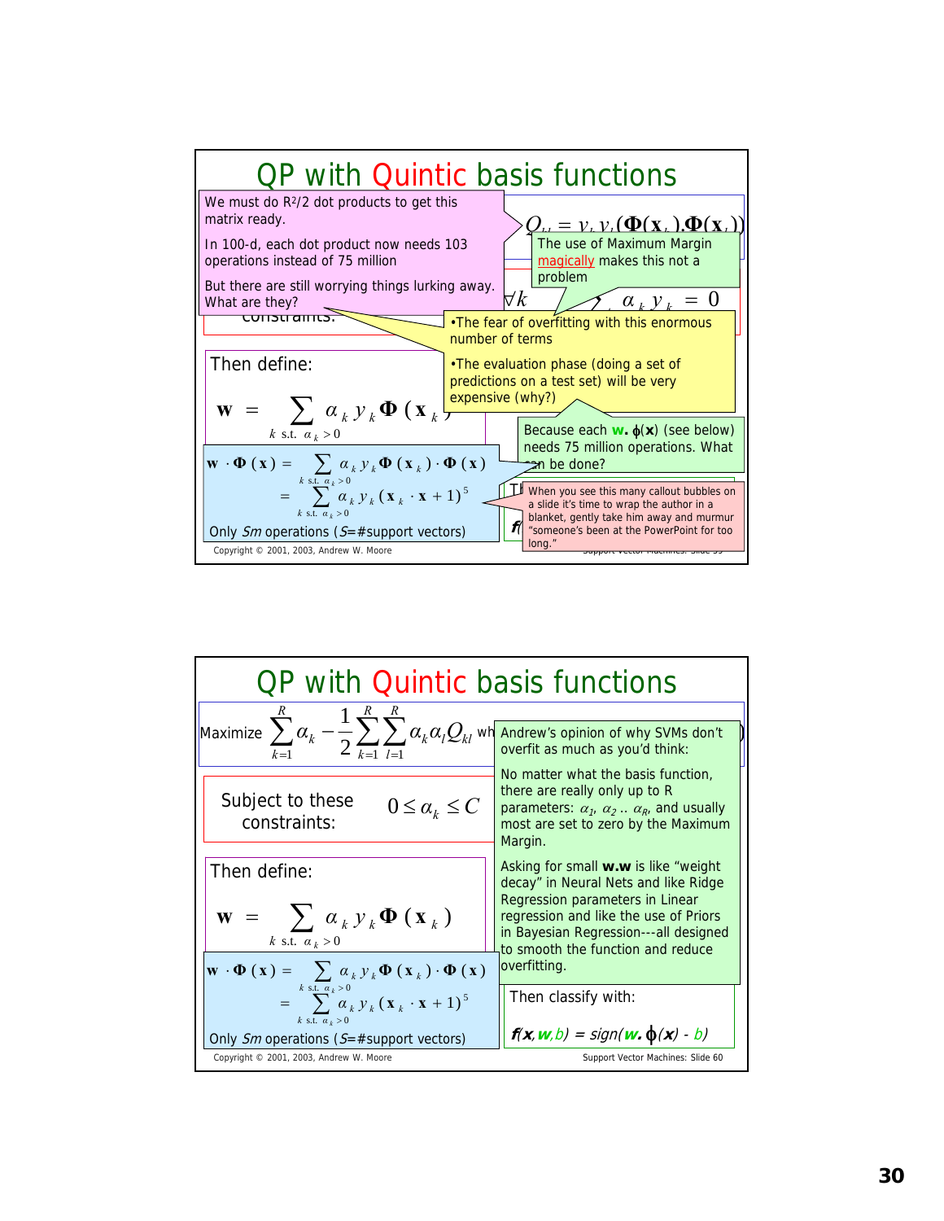# QP with Quintic basis functions

We must do $R^2/2$ dot products to get this matrix ready.

In 100-d, each dot product now needs 103 operations instead of 75 million

But there are still worrying things lurking away. What are they?

$Q_{kl} = y_k y_l (\Phi(\mathbf{x}_k).\Phi(\mathbf{x}_l))$

The use of Maximum Margin magically makes this not a problem

$\forall k \quad \sum \alpha_k y_k = 0$

- The fear of overfitting with this enormous number of terms
- The evaluation phase (doing a set of predictions on a test set) will be very expensive (why?)

Because each $\mathbf{w}. \phi(\mathbf{x})$ (see below) needs 75 million operations. What can be done?

Then define:

$$\mathbf{w} = \sum_{k \text{ s.t. } \alpha_k > 0} \alpha_k y_k \Phi(\mathbf{x}_k)$$

$$\mathbf{w} \cdot \Phi(\mathbf{x}) = \sum_{k \text{ s.t. } \alpha_k > 0} \alpha_k y_k \Phi(\mathbf{x}_k) \cdot \Phi(\mathbf{x})$$
$$= \sum_{k \text{ s.t. } \alpha_k > 0} \alpha_k y_k (\mathbf{x}_k \cdot \mathbf{x} + 1)^5$$

Only *Sm* operations (*S*=#support vectors)

When you see this many callout bubbles on a slide it's time to wrap the author in a blanket, gently take him away and murmur "someone's been at the PowerPoint for too long."

Copyright © 2001, 2003, Andrew W. Moore

# QP with Quintic basis functions

Maximize $\sum_{k=1}^{R} \alpha_k - \frac{1}{2}\sum_{k=1}^{R}\sum_{l=1}^{R} \alpha_k \alpha_l Q_{kl}$ wh...

Subject to these constraints: $0 \le \alpha_k \le C$

Andrew's opinion of why SVMs don't overfit as much as you'd think:

No matter what the basis function, there are really only up to R parameters: $\alpha_1$, $\alpha_2$ .. $\alpha_R$, and usually most are set to zero by the Maximum Margin.

Asking for small **w.w** is like "weight decay" in Neural Nets and like Ridge Regression parameters in Linear regression and like the use of Priors in Bayesian Regression---all designed to smooth the function and reduce overfitting.

Then define:

$$\mathbf{w} = \sum_{k \text{ s.t. } \alpha_k > 0} \alpha_k y_k \Phi(\mathbf{x}_k)$$

$$\mathbf{w} \cdot \Phi(\mathbf{x}) = \sum_{k \text{ s.t. } \alpha_k > 0} \alpha_k y_k \Phi(\mathbf{x}_k) \cdot \Phi(\mathbf{x})$$
$$= \sum_{k \text{ s.t. } \alpha_k > 0} \alpha_k y_k (\mathbf{x}_k \cdot \mathbf{x} + 1)^5$$

Only *Sm* operations (*S*=#support vectors)

Then classify with:

$f(\mathbf{x},\mathbf{w},b) = sign(\mathbf{w}. \phi(\mathbf{x}) - b)$

Copyright © 2001, 2003, Andrew W. Moore — Support Vector Machines: Slide 60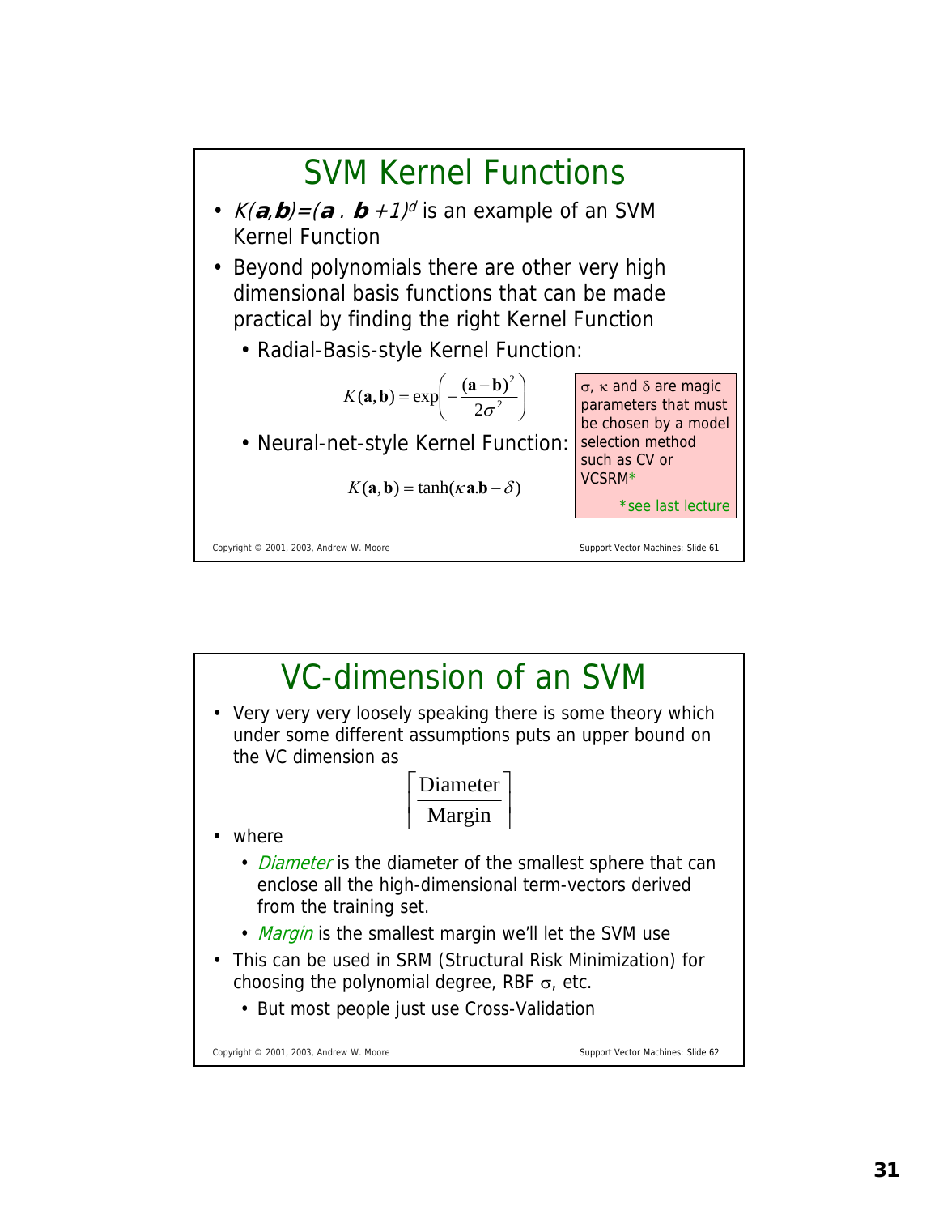## SVM Kernel Functions

- $K(\mathbf{a},\mathbf{b})=(\mathbf{a} \,.\, \mathbf{b} +1)^d$ is an example of an SVM Kernel Function
- Beyond polynomials there are other very high dimensional basis functions that can be made practical by finding the right Kernel Function
  - Radial-Basis-style Kernel Function:

$$K(\mathbf{a},\mathbf{b}) = \exp\left(-\frac{(\mathbf{a}-\mathbf{b})^2}{2\sigma^2}\right)$$

  - Neural-net-style Kernel Function:

$$K(\mathbf{a},\mathbf{b}) = \tanh(\kappa \mathbf{a}.\mathbf{b} - \delta)$$

$\sigma$, $\kappa$ and $\delta$ are magic parameters that must be chosen by a model selection method such as CV or VCSRM*

*see last lecture

## VC-dimension of an SVM

- Very very very loosely speaking there is some theory which under some different assumptions puts an upper bound on the VC dimension as

$$\left\lceil \frac{\text{Diameter}}{\text{Margin}} \right\rceil$$

- where
  - *Diameter* is the diameter of the smallest sphere that can enclose all the high-dimensional term-vectors derived from the training set.
  - *Margin* is the smallest margin we'll let the SVM use
- This can be used in SRM (Structural Risk Minimization) for choosing the polynomial degree, RBF $\sigma$, etc.
  - But most people just use Cross-Validation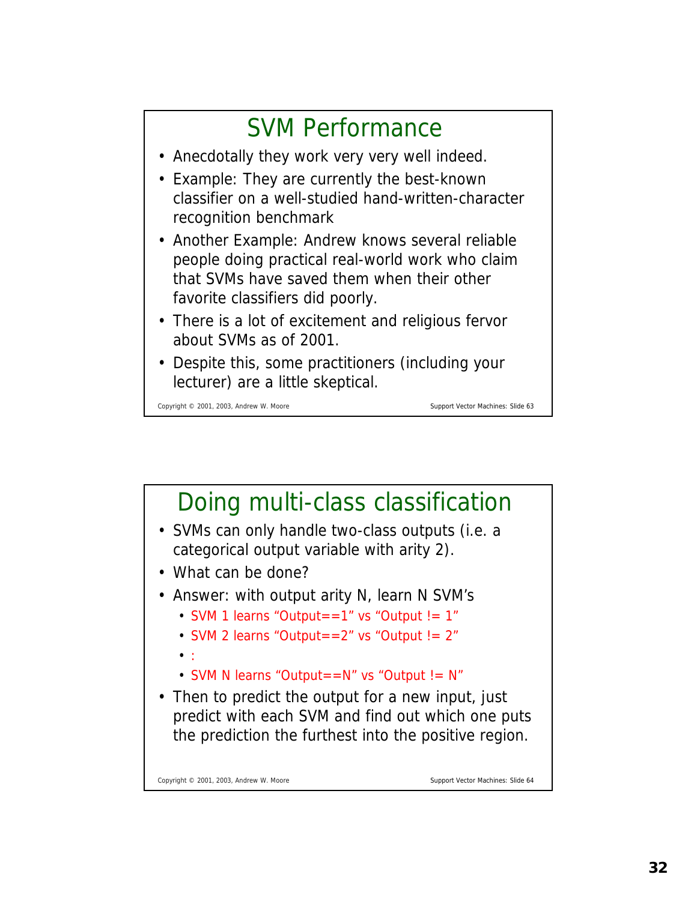## SVM Performance

- Anecdotally they work very very well indeed.
- Example: They are currently the best-known classifier on a well-studied hand-written-character recognition benchmark
- Another Example: Andrew knows several reliable people doing practical real-world work who claim that SVMs have saved them when their other favorite classifiers did poorly.
- There is a lot of excitement and religious fervor about SVMs as of 2001.
- Despite this, some practitioners (including your lecturer) are a little skeptical.

## Doing multi-class classification

- SVMs can only handle two-class outputs (i.e. a categorical output variable with arity 2).
- What can be done?
- Answer: with output arity N, learn N SVM's
  - SVM 1 learns "Output==1" vs "Output != 1"
  - SVM 2 learns "Output==2" vs "Output != 2"
  - :
  - SVM N learns "Output==N" vs "Output != N"
- Then to predict the output for a new input, just predict with each SVM and find out which one puts the prediction the furthest into the positive region.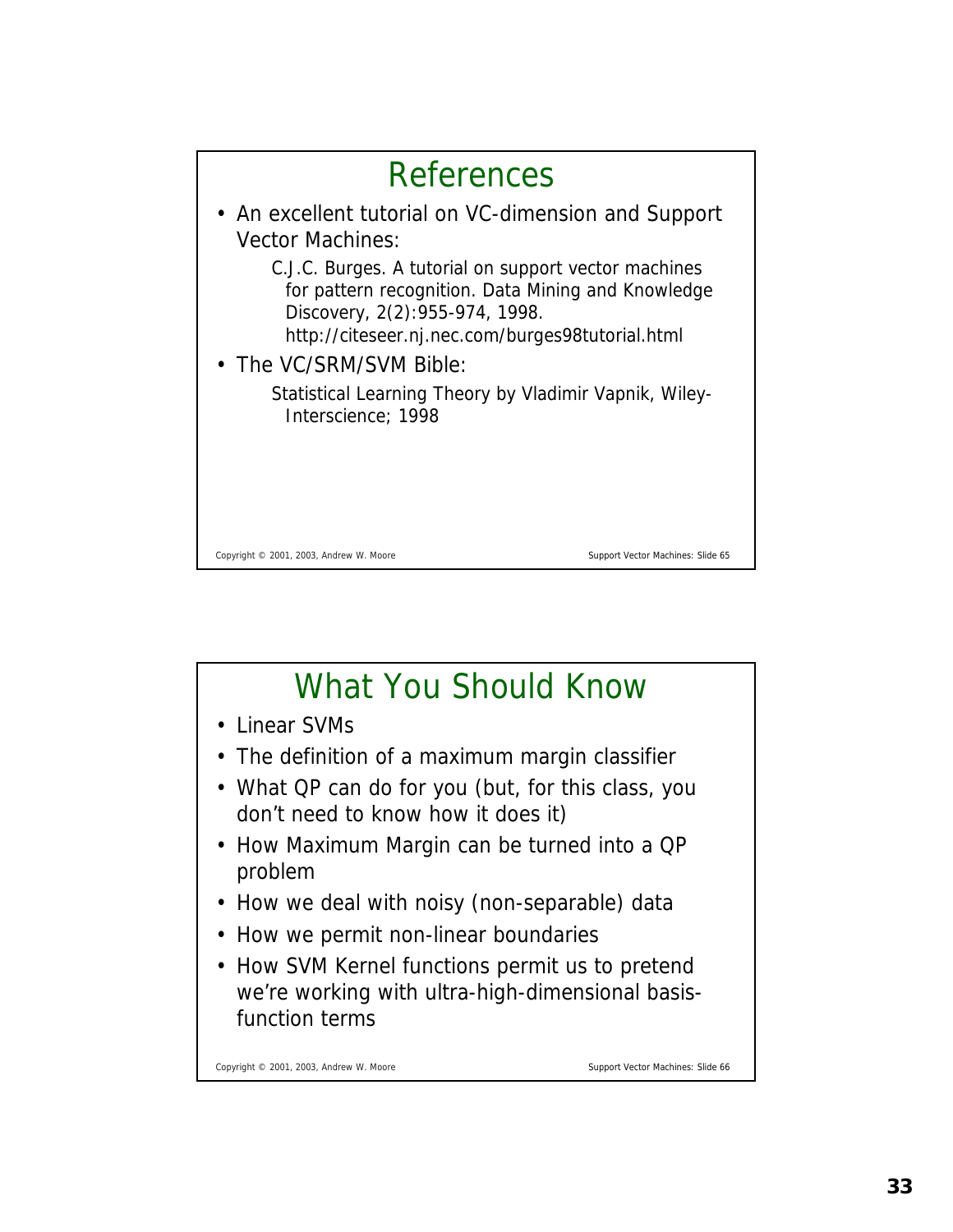## References

- An excellent tutorial on VC-dimension and Support Vector Machines:

  C.J.C. Burges. A tutorial on support vector machines for pattern recognition. Data Mining and Knowledge Discovery, 2(2):955-974, 1998. http://citeseer.nj.nec.com/burges98tutorial.html

- The VC/SRM/SVM Bible:

  Statistical Learning Theory by Vladimir Vapnik, Wiley-Interscience; 1998

Copyright © 2001, 2003, Andrew W. Moore — Support Vector Machines: Slide 65

## What You Should Know

- Linear SVMs
- The definition of a maximum margin classifier
- What QP can do for you (but, for this class, you don't need to know how it does it)
- How Maximum Margin can be turned into a QP problem
- How we deal with noisy (non-separable) data
- How we permit non-linear boundaries
- How SVM Kernel functions permit us to pretend we're working with ultra-high-dimensional basis-function terms

Copyright © 2001, 2003, Andrew W. Moore — Support Vector Machines: Slide 66